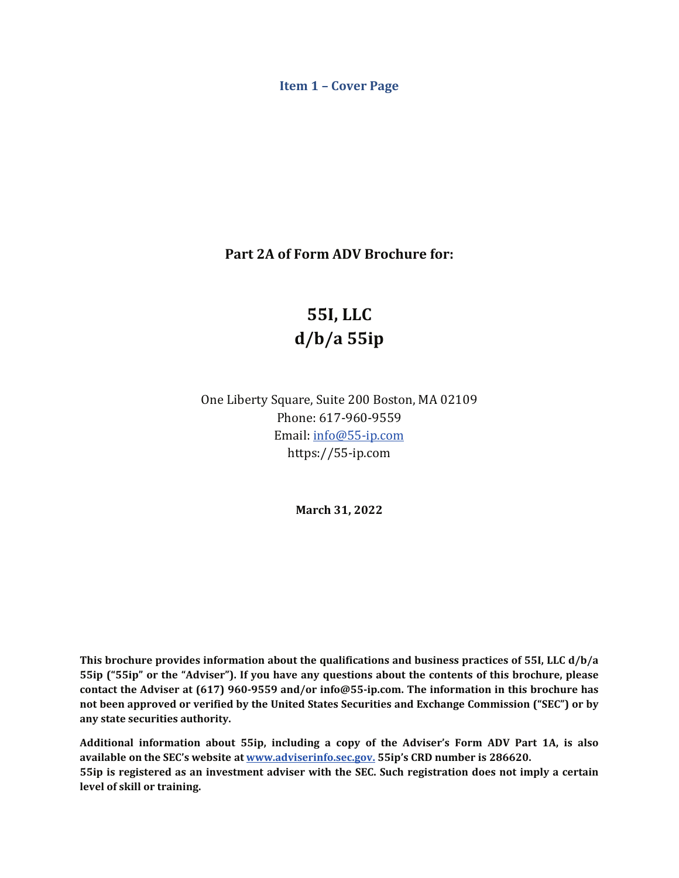## Item 1 – Cover Page

**Part 2A of Form ADV Brochure for:**

# 55I, LLC
# d/b/a 55ip

One Liberty Square, Suite 200 Boston, MA 02109
Phone: 617-960-9559
Email: info@55-ip.com
https://55-ip.com

**March 31, 2022**

**This brochure provides information about the qualifications and business practices of 55I, LLC d/b/a 55ip ("55ip" or the "Adviser"). If you have any questions about the contents of this brochure, please contact the Adviser at (617) 960-9559 and/or info@55-ip.com. The information in this brochure has not been approved or verified by the United States Securities and Exchange Commission ("SEC") or by any state securities authority.**

**Additional information about 55ip, including a copy of the Adviser's Form ADV Part 1A, is also available on the SEC's website at www.adviserinfo.sec.gov. 55ip's CRD number is 286620.**
**55ip is registered as an investment adviser with the SEC. Such registration does not imply a certain level of skill or training.**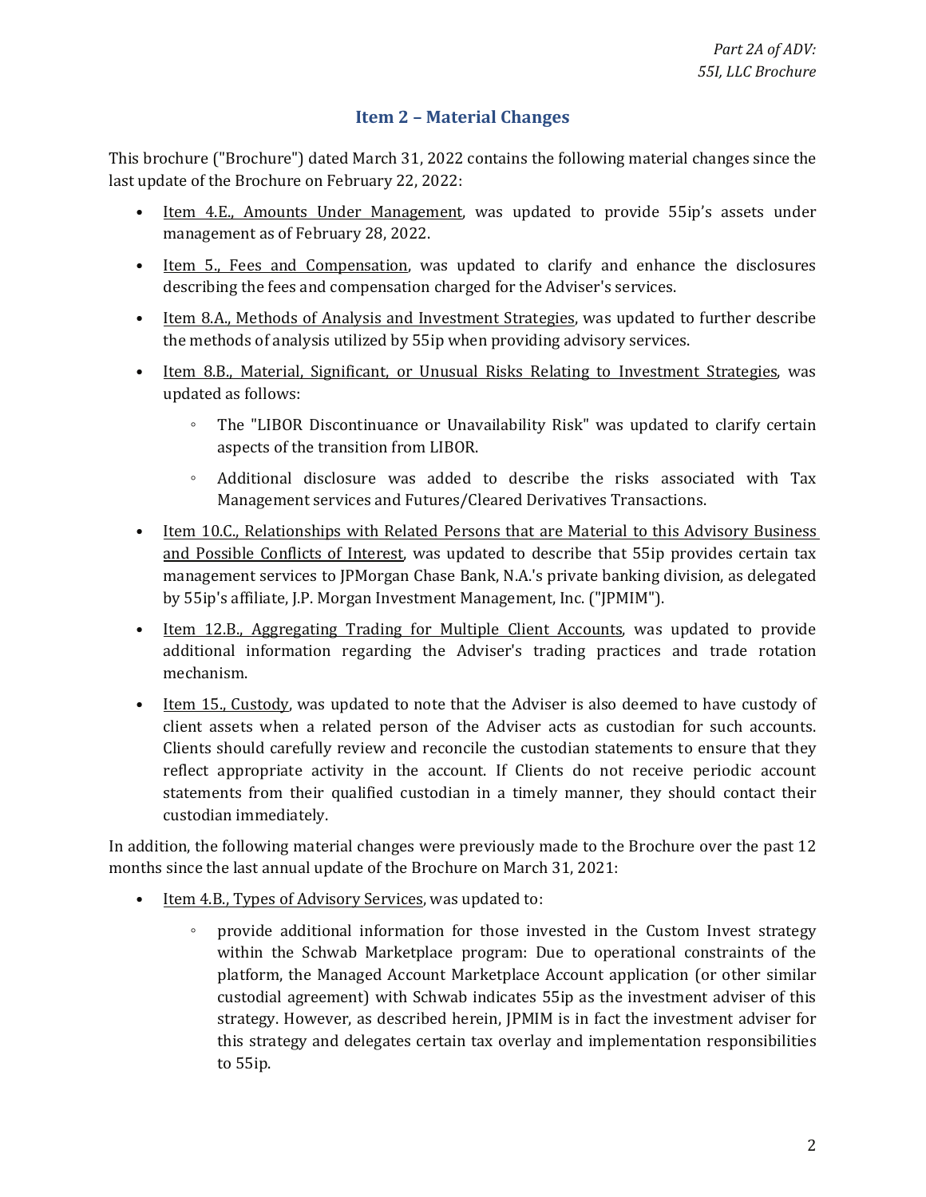## Item 2 – Material Changes

This brochure ("Brochure") dated March 31, 2022 contains the following material changes since the last update of the Brochure on February 22, 2022:

- Item 4.E., Amounts Under Management, was updated to provide 55ip's assets under management as of February 28, 2022.
- Item 5., Fees and Compensation, was updated to clarify and enhance the disclosures describing the fees and compensation charged for the Adviser's services.
- Item 8.A., Methods of Analysis and Investment Strategies, was updated to further describe the methods of analysis utilized by 55ip when providing advisory services.
- Item 8.B., Material, Significant, or Unusual Risks Relating to Investment Strategies, was updated as follows:
    - The "LIBOR Discontinuance or Unavailability Risk" was updated to clarify certain aspects of the transition from LIBOR.
    - Additional disclosure was added to describe the risks associated with Tax Management services and Futures/Cleared Derivatives Transactions.
- Item 10.C., Relationships with Related Persons that are Material to this Advisory Business and Possible Conflicts of Interest, was updated to describe that 55ip provides certain tax management services to JPMorgan Chase Bank, N.A.'s private banking division, as delegated by 55ip's affiliate, J.P. Morgan Investment Management, Inc. ("JPMIM").
- Item 12.B., Aggregating Trading for Multiple Client Accounts, was updated to provide additional information regarding the Adviser's trading practices and trade rotation mechanism.
- Item 15., Custody, was updated to note that the Adviser is also deemed to have custody of client assets when a related person of the Adviser acts as custodian for such accounts. Clients should carefully review and reconcile the custodian statements to ensure that they reflect appropriate activity in the account. If Clients do not receive periodic account statements from their qualified custodian in a timely manner, they should contact their custodian immediately.

In addition, the following material changes were previously made to the Brochure over the past 12 months since the last annual update of the Brochure on March 31, 2021:

- Item 4.B., Types of Advisory Services, was updated to:
    - provide additional information for those invested in the Custom Invest strategy within the Schwab Marketplace program: Due to operational constraints of the platform, the Managed Account Marketplace Account application (or other similar custodial agreement) with Schwab indicates 55ip as the investment adviser of this strategy. However, as described herein, JPMIM is in fact the investment adviser for this strategy and delegates certain tax overlay and implementation responsibilities to 55ip.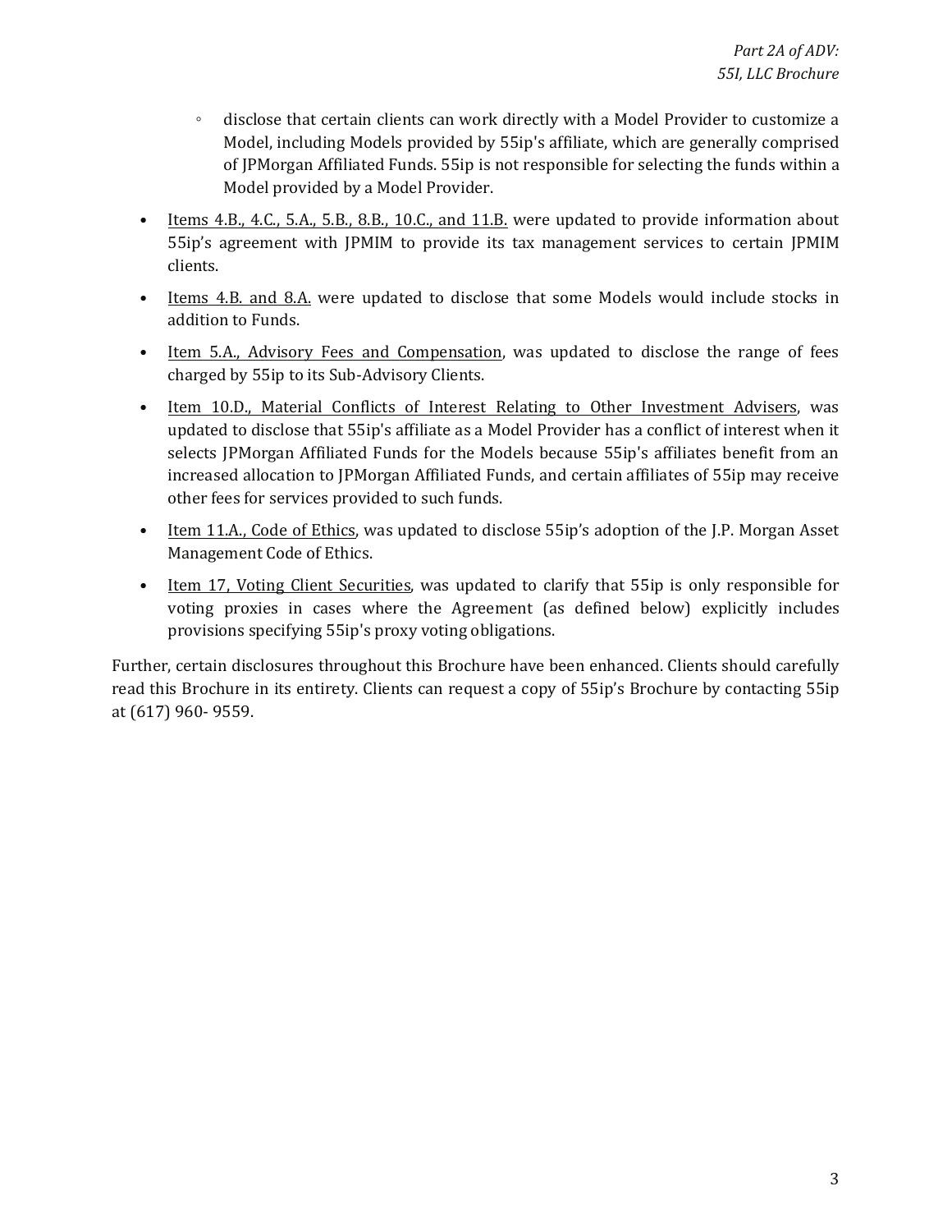- disclose that certain clients can work directly with a Model Provider to customize a Model, including Models provided by 55ip's affiliate, which are generally comprised of JPMorgan Affiliated Funds. 55ip is not responsible for selecting the funds within a Model provided by a Model Provider.
- Items 4.B., 4.C., 5.A., 5.B., 8.B., 10.C., and 11.B. were updated to provide information about 55ip's agreement with JPMIM to provide its tax management services to certain JPMIM clients.
- Items 4.B. and 8.A. were updated to disclose that some Models would include stocks in addition to Funds.
- Item 5.A., Advisory Fees and Compensation, was updated to disclose the range of fees charged by 55ip to its Sub-Advisory Clients.
- Item 10.D., Material Conflicts of Interest Relating to Other Investment Advisers, was updated to disclose that 55ip's affiliate as a Model Provider has a conflict of interest when it selects JPMorgan Affiliated Funds for the Models because 55ip's affiliates benefit from an increased allocation to JPMorgan Affiliated Funds, and certain affiliates of 55ip may receive other fees for services provided to such funds.
- Item 11.A., Code of Ethics, was updated to disclose 55ip's adoption of the J.P. Morgan Asset Management Code of Ethics.
- Item 17, Voting Client Securities, was updated to clarify that 55ip is only responsible for voting proxies in cases where the Agreement (as defined below) explicitly includes provisions specifying 55ip's proxy voting obligations.

Further, certain disclosures throughout this Brochure have been enhanced. Clients should carefully read this Brochure in its entirety. Clients can request a copy of 55ip's Brochure by contacting 55ip at (617) 960- 9559.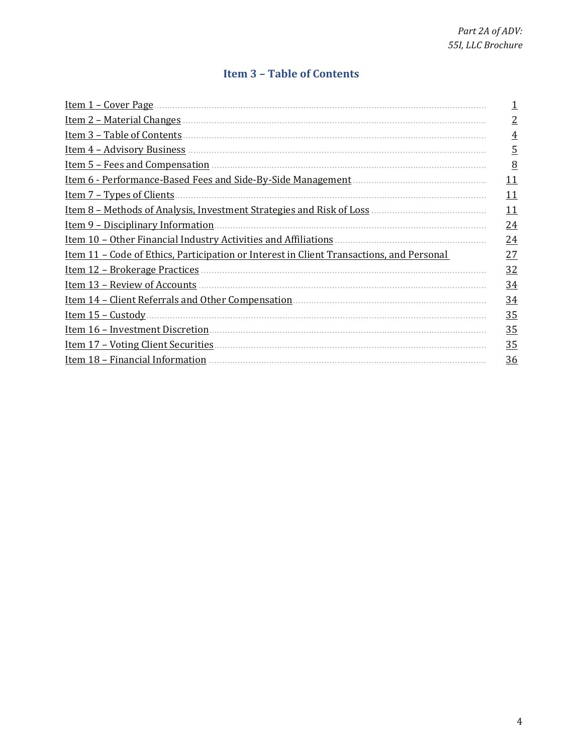## Item 3 – Table of Contents

| | |
|---|---|
| Item 1 – Cover Page | 1 |
| Item 2 – Material Changes | 2 |
| Item 3 – Table of Contents | 4 |
| Item 4 – Advisory Business | 5 |
| Item 5 – Fees and Compensation | 8 |
| Item 6 - Performance-Based Fees and Side-By-Side Management | 11 |
| Item 7 – Types of Clients | 11 |
| Item 8 – Methods of Analysis, Investment Strategies and Risk of Loss | 11 |
| Item 9 – Disciplinary Information | 24 |
| Item 10 – Other Financial Industry Activities and Affiliations | 24 |
| Item 11 – Code of Ethics, Participation or Interest in Client Transactions, and Personal | 27 |
| Item 12 – Brokerage Practices | 32 |
| Item 13 – Review of Accounts | 34 |
| Item 14 – Client Referrals and Other Compensation | 34 |
| Item 15 – Custody | 35 |
| Item 16 – Investment Discretion | 35 |
| Item 17 – Voting Client Securities | 35 |
| Item 18 – Financial Information | 36 |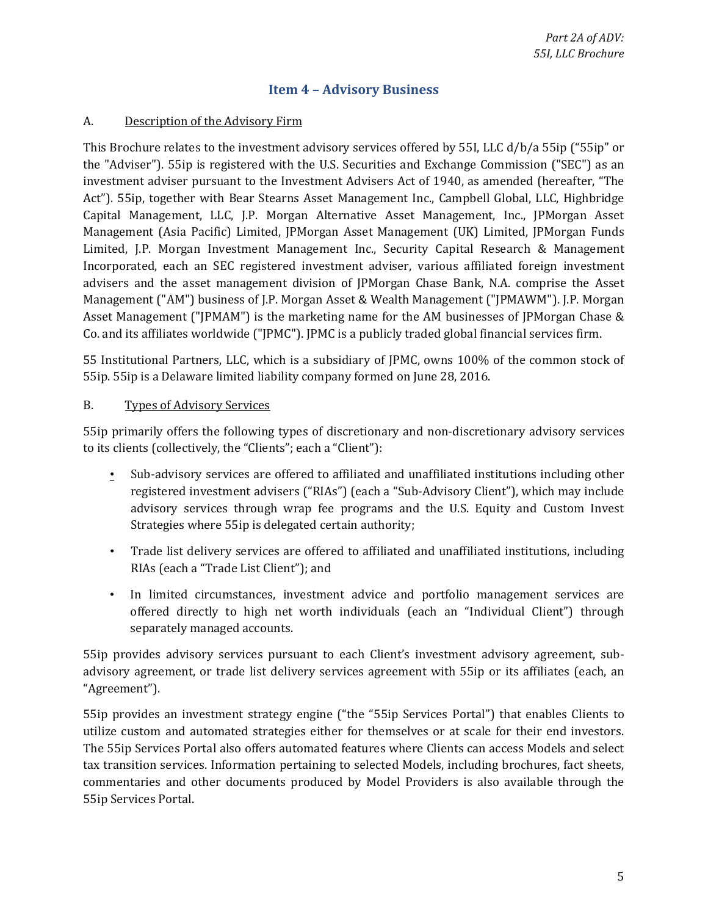## Item 4 – Advisory Business

A. <u>Description of the Advisory Firm</u>

This Brochure relates to the investment advisory services offered by 55I, LLC d/b/a 55ip ("55ip" or the "Adviser"). 55ip is registered with the U.S. Securities and Exchange Commission ("SEC") as an investment adviser pursuant to the Investment Advisers Act of 1940, as amended (hereafter, "The Act"). 55ip, together with Bear Stearns Asset Management Inc., Campbell Global, LLC, Highbridge Capital Management, LLC, J.P. Morgan Alternative Asset Management, Inc., JPMorgan Asset Management (Asia Pacific) Limited, JPMorgan Asset Management (UK) Limited, JPMorgan Funds Limited, J.P. Morgan Investment Management Inc., Security Capital Research & Management Incorporated, each an SEC registered investment adviser, various affiliated foreign investment advisers and the asset management division of JPMorgan Chase Bank, N.A. comprise the Asset Management ("AM") business of J.P. Morgan Asset & Wealth Management ("JPMAWM"). J.P. Morgan Asset Management ("JPMAM") is the marketing name for the AM businesses of JPMorgan Chase & Co. and its affiliates worldwide ("JPMC"). JPMC is a publicly traded global financial services firm.

55 Institutional Partners, LLC, which is a subsidiary of JPMC, owns 100% of the common stock of 55ip. 55ip is a Delaware limited liability company formed on June 28, 2016.

B. <u>Types of Advisory Services</u>

55ip primarily offers the following types of discretionary and non-discretionary advisory services to its clients (collectively, the "Clients"; each a "Client"):

- Sub-advisory services are offered to affiliated and unaffiliated institutions including other registered investment advisers ("RIAs") (each a "Sub-Advisory Client"), which may include advisory services through wrap fee programs and the U.S. Equity and Custom Invest Strategies where 55ip is delegated certain authority;
- Trade list delivery services are offered to affiliated and unaffiliated institutions, including RIAs (each a "Trade List Client"); and
- In limited circumstances, investment advice and portfolio management services are offered directly to high net worth individuals (each an "Individual Client") through separately managed accounts.

55ip provides advisory services pursuant to each Client's investment advisory agreement, sub-advisory agreement, or trade list delivery services agreement with 55ip or its affiliates (each, an "Agreement").

55ip provides an investment strategy engine ("the "55ip Services Portal") that enables Clients to utilize custom and automated strategies either for themselves or at scale for their end investors. The 55ip Services Portal also offers automated features where Clients can access Models and select tax transition services. Information pertaining to selected Models, including brochures, fact sheets, commentaries and other documents produced by Model Providers is also available through the 55ip Services Portal.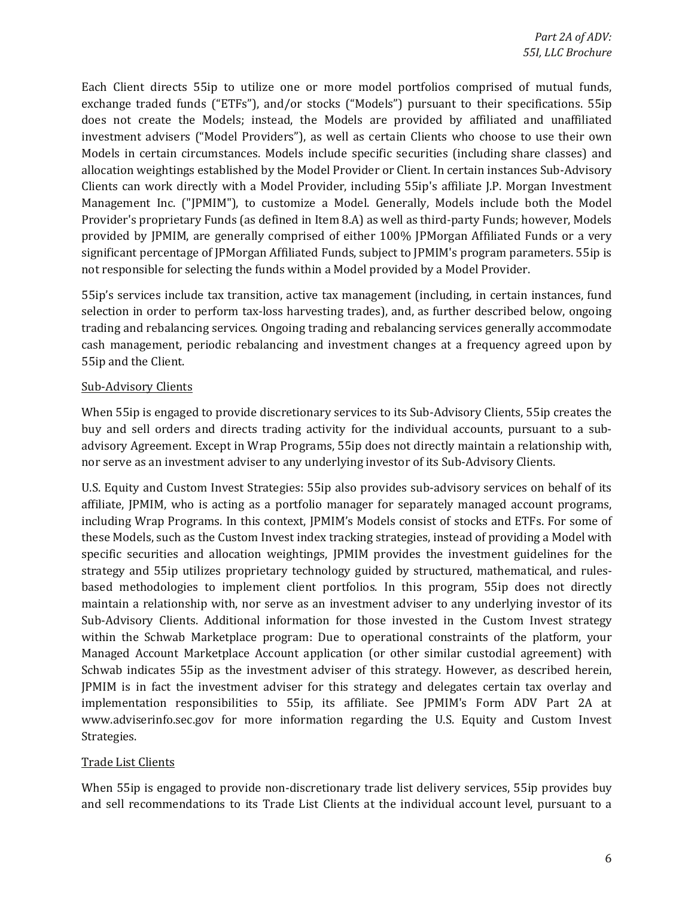Each Client directs 55ip to utilize one or more model portfolios comprised of mutual funds, exchange traded funds ("ETFs"), and/or stocks ("Models") pursuant to their specifications. 55ip does not create the Models; instead, the Models are provided by affiliated and unaffiliated investment advisers ("Model Providers"), as well as certain Clients who choose to use their own Models in certain circumstances. Models include specific securities (including share classes) and allocation weightings established by the Model Provider or Client. In certain instances Sub-Advisory Clients can work directly with a Model Provider, including 55ip's affiliate J.P. Morgan Investment Management Inc. ("JPMIM"), to customize a Model. Generally, Models include both the Model Provider's proprietary Funds (as defined in Item 8.A) as well as third-party Funds; however, Models provided by JPMIM, are generally comprised of either 100% JPMorgan Affiliated Funds or a very significant percentage of JPMorgan Affiliated Funds, subject to JPMIM's program parameters. 55ip is not responsible for selecting the funds within a Model provided by a Model Provider.

55ip's services include tax transition, active tax management (including, in certain instances, fund selection in order to perform tax-loss harvesting trades), and, as further described below, ongoing trading and rebalancing services. Ongoing trading and rebalancing services generally accommodate cash management, periodic rebalancing and investment changes at a frequency agreed upon by 55ip and the Client.

<u>Sub-Advisory Clients</u>

When 55ip is engaged to provide discretionary services to its Sub-Advisory Clients, 55ip creates the buy and sell orders and directs trading activity for the individual accounts, pursuant to a sub-advisory Agreement. Except in Wrap Programs, 55ip does not directly maintain a relationship with, nor serve as an investment adviser to any underlying investor of its Sub-Advisory Clients.

U.S. Equity and Custom Invest Strategies: 55ip also provides sub-advisory services on behalf of its affiliate, JPMIM, who is acting as a portfolio manager for separately managed account programs, including Wrap Programs. In this context, JPMIM's Models consist of stocks and ETFs. For some of these Models, such as the Custom Invest index tracking strategies, instead of providing a Model with specific securities and allocation weightings, JPMIM provides the investment guidelines for the strategy and 55ip utilizes proprietary technology guided by structured, mathematical, and rules-based methodologies to implement client portfolios. In this program, 55ip does not directly maintain a relationship with, nor serve as an investment adviser to any underlying investor of its Sub-Advisory Clients. Additional information for those invested in the Custom Invest strategy within the Schwab Marketplace program: Due to operational constraints of the platform, your Managed Account Marketplace Account application (or other similar custodial agreement) with Schwab indicates 55ip as the investment adviser of this strategy. However, as described herein, JPMIM is in fact the investment adviser for this strategy and delegates certain tax overlay and implementation responsibilities to 55ip, its affiliate. See JPMIM's Form ADV Part 2A at www.adviserinfo.sec.gov for more information regarding the U.S. Equity and Custom Invest Strategies.

<u>Trade List Clients</u>

When 55ip is engaged to provide non-discretionary trade list delivery services, 55ip provides buy and sell recommendations to its Trade List Clients at the individual account level, pursuant to a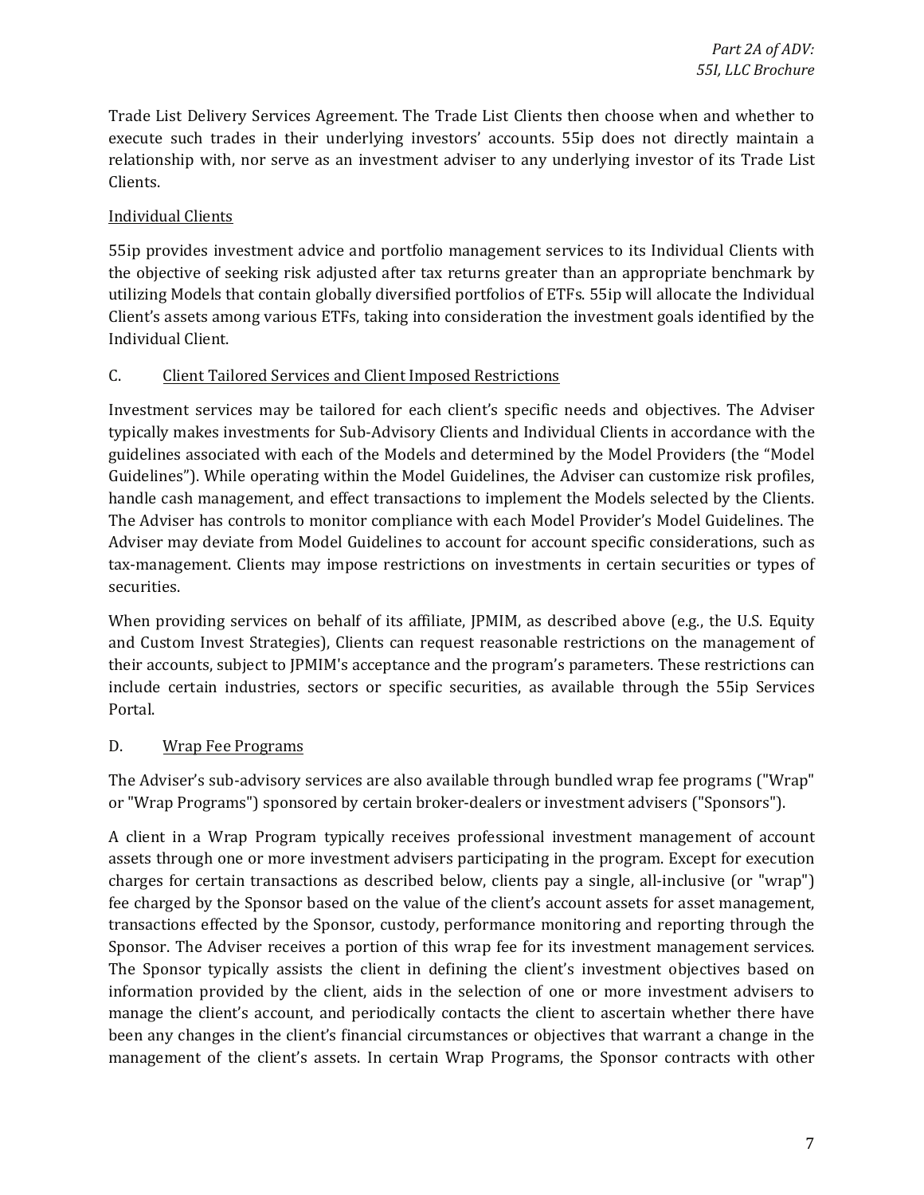Trade List Delivery Services Agreement. The Trade List Clients then choose when and whether to execute such trades in their underlying investors' accounts. 55ip does not directly maintain a relationship with, nor serve as an investment adviser to any underlying investor of its Trade List Clients.

Individual Clients

55ip provides investment advice and portfolio management services to its Individual Clients with the objective of seeking risk adjusted after tax returns greater than an appropriate benchmark by utilizing Models that contain globally diversified portfolios of ETFs. 55ip will allocate the Individual Client's assets among various ETFs, taking into consideration the investment goals identified by the Individual Client.

C. Client Tailored Services and Client Imposed Restrictions

Investment services may be tailored for each client's specific needs and objectives. The Adviser typically makes investments for Sub-Advisory Clients and Individual Clients in accordance with the guidelines associated with each of the Models and determined by the Model Providers (the "Model Guidelines"). While operating within the Model Guidelines, the Adviser can customize risk profiles, handle cash management, and effect transactions to implement the Models selected by the Clients. The Adviser has controls to monitor compliance with each Model Provider's Model Guidelines. The Adviser may deviate from Model Guidelines to account for account specific considerations, such as tax-management. Clients may impose restrictions on investments in certain securities or types of securities.

When providing services on behalf of its affiliate, JPMIM, as described above (e.g., the U.S. Equity and Custom Invest Strategies), Clients can request reasonable restrictions on the management of their accounts, subject to JPMIM's acceptance and the program's parameters. These restrictions can include certain industries, sectors or specific securities, as available through the 55ip Services Portal.

D. Wrap Fee Programs

The Adviser's sub-advisory services are also available through bundled wrap fee programs ("Wrap" or "Wrap Programs") sponsored by certain broker-dealers or investment advisers ("Sponsors").

A client in a Wrap Program typically receives professional investment management of account assets through one or more investment advisers participating in the program. Except for execution charges for certain transactions as described below, clients pay a single, all-inclusive (or "wrap") fee charged by the Sponsor based on the value of the client's account assets for asset management, transactions effected by the Sponsor, custody, performance monitoring and reporting through the Sponsor. The Adviser receives a portion of this wrap fee for its investment management services. The Sponsor typically assists the client in defining the client's investment objectives based on information provided by the client, aids in the selection of one or more investment advisers to manage the client's account, and periodically contacts the client to ascertain whether there have been any changes in the client's financial circumstances or objectives that warrant a change in the management of the client's assets. In certain Wrap Programs, the Sponsor contracts with other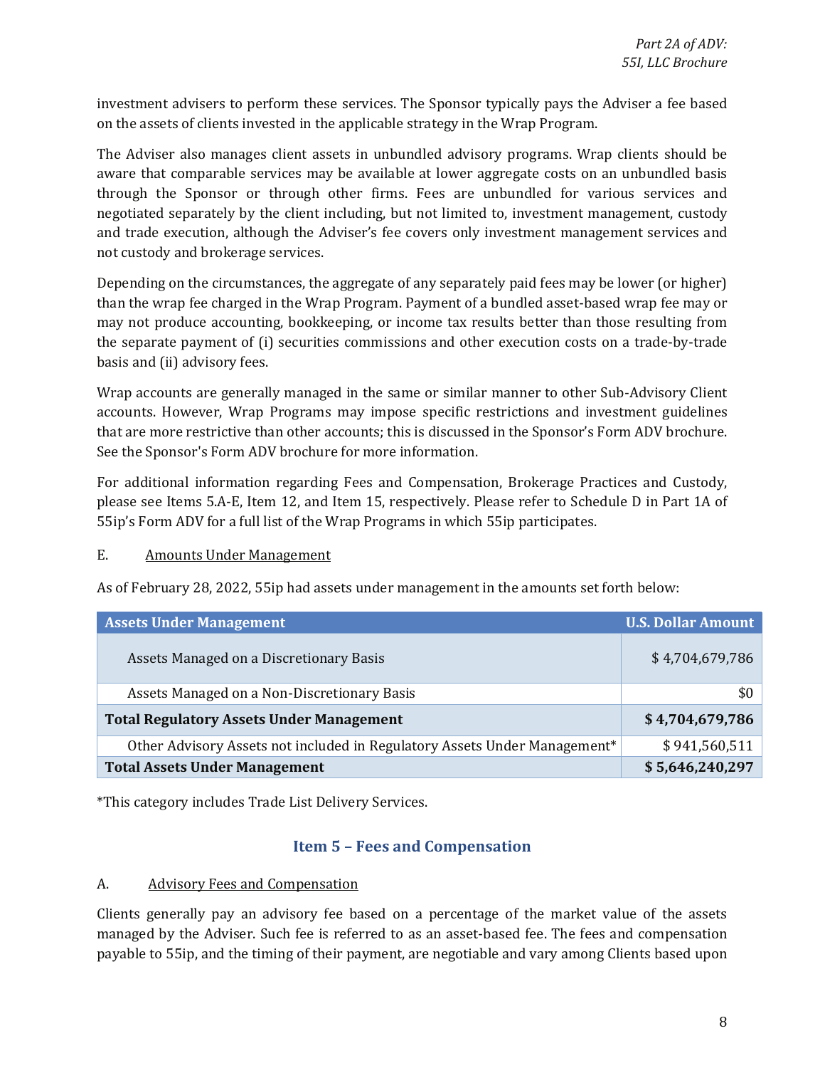investment advisers to perform these services. The Sponsor typically pays the Adviser a fee based on the assets of clients invested in the applicable strategy in the Wrap Program.

The Adviser also manages client assets in unbundled advisory programs. Wrap clients should be aware that comparable services may be available at lower aggregate costs on an unbundled basis through the Sponsor or through other firms. Fees are unbundled for various services and negotiated separately by the client including, but not limited to, investment management, custody and trade execution, although the Adviser's fee covers only investment management services and not custody and brokerage services.

Depending on the circumstances, the aggregate of any separately paid fees may be lower (or higher) than the wrap fee charged in the Wrap Program. Payment of a bundled asset-based wrap fee may or may not produce accounting, bookkeeping, or income tax results better than those resulting from the separate payment of (i) securities commissions and other execution costs on a trade-by-trade basis and (ii) advisory fees.

Wrap accounts are generally managed in the same or similar manner to other Sub-Advisory Client accounts. However, Wrap Programs may impose specific restrictions and investment guidelines that are more restrictive than other accounts; this is discussed in the Sponsor's Form ADV brochure. See the Sponsor's Form ADV brochure for more information.

For additional information regarding Fees and Compensation, Brokerage Practices and Custody, please see Items 5.A-E, Item 12, and Item 15, respectively. Please refer to Schedule D in Part 1A of 55ip's Form ADV for a full list of the Wrap Programs in which 55ip participates.

E. Amounts Under Management

As of February 28, 2022, 55ip had assets under management in the amounts set forth below:

| Assets Under Management | U.S. Dollar Amount |
|---|---|
| Assets Managed on a Discretionary Basis | $ 4,704,679,786 |
| Assets Managed on a Non-Discretionary Basis | $0 |
| **Total Regulatory Assets Under Management** | **$ 4,704,679,786** |
| Other Advisory Assets not included in Regulatory Assets Under Management* | $ 941,560,511 |
| **Total Assets Under Management** | **$ 5,646,240,297** |

*This category includes Trade List Delivery Services.

## Item 5 – Fees and Compensation

A. Advisory Fees and Compensation

Clients generally pay an advisory fee based on a percentage of the market value of the assets managed by the Adviser. Such fee is referred to as an asset-based fee. The fees and compensation payable to 55ip, and the timing of their payment, are negotiable and vary among Clients based upon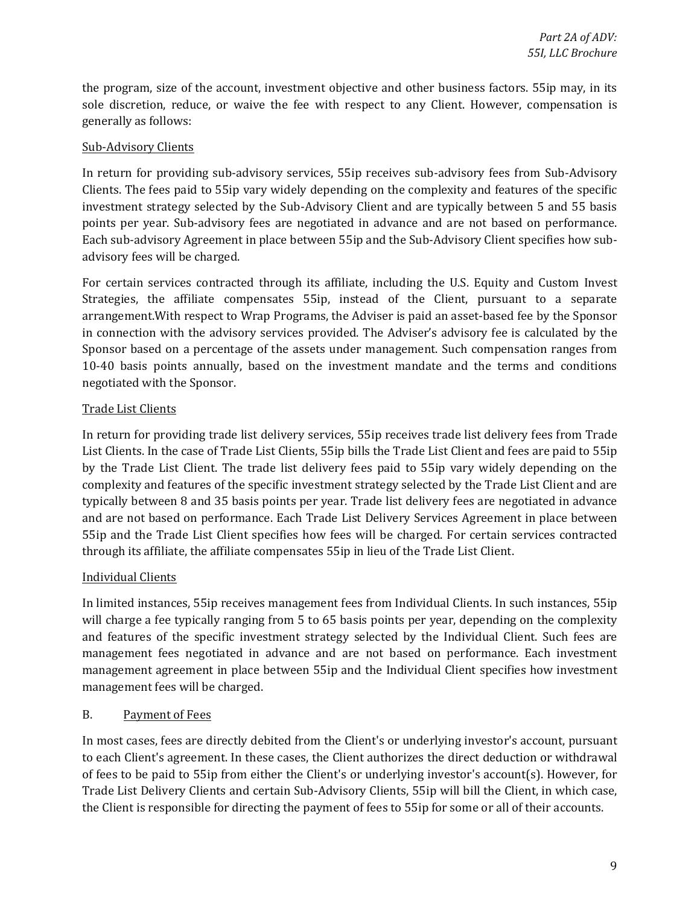the program, size of the account, investment objective and other business factors. 55ip may, in its sole discretion, reduce, or waive the fee with respect to any Client. However, compensation is generally as follows:

Sub-Advisory Clients

In return for providing sub-advisory services, 55ip receives sub-advisory fees from Sub-Advisory Clients. The fees paid to 55ip vary widely depending on the complexity and features of the specific investment strategy selected by the Sub-Advisory Client and are typically between 5 and 55 basis points per year. Sub-advisory fees are negotiated in advance and are not based on performance. Each sub-advisory Agreement in place between 55ip and the Sub-Advisory Client specifies how sub-advisory fees will be charged.

For certain services contracted through its affiliate, including the U.S. Equity and Custom Invest Strategies, the affiliate compensates 55ip, instead of the Client, pursuant to a separate arrangement.With respect to Wrap Programs, the Adviser is paid an asset-based fee by the Sponsor in connection with the advisory services provided. The Adviser's advisory fee is calculated by the Sponsor based on a percentage of the assets under management. Such compensation ranges from 10-40 basis points annually, based on the investment mandate and the terms and conditions negotiated with the Sponsor.

Trade List Clients

In return for providing trade list delivery services, 55ip receives trade list delivery fees from Trade List Clients. In the case of Trade List Clients, 55ip bills the Trade List Client and fees are paid to 55ip by the Trade List Client. The trade list delivery fees paid to 55ip vary widely depending on the complexity and features of the specific investment strategy selected by the Trade List Client and are typically between 8 and 35 basis points per year. Trade list delivery fees are negotiated in advance and are not based on performance. Each Trade List Delivery Services Agreement in place between 55ip and the Trade List Client specifies how fees will be charged. For certain services contracted through its affiliate, the affiliate compensates 55ip in lieu of the Trade List Client.

Individual Clients

In limited instances, 55ip receives management fees from Individual Clients. In such instances, 55ip will charge a fee typically ranging from 5 to 65 basis points per year, depending on the complexity and features of the specific investment strategy selected by the Individual Client. Such fees are management fees negotiated in advance and are not based on performance. Each investment management agreement in place between 55ip and the Individual Client specifies how investment management fees will be charged.

B. Payment of Fees

In most cases, fees are directly debited from the Client's or underlying investor's account, pursuant to each Client's agreement. In these cases, the Client authorizes the direct deduction or withdrawal of fees to be paid to 55ip from either the Client's or underlying investor's account(s). However, for Trade List Delivery Clients and certain Sub-Advisory Clients, 55ip will bill the Client, in which case, the Client is responsible for directing the payment of fees to 55ip for some or all of their accounts.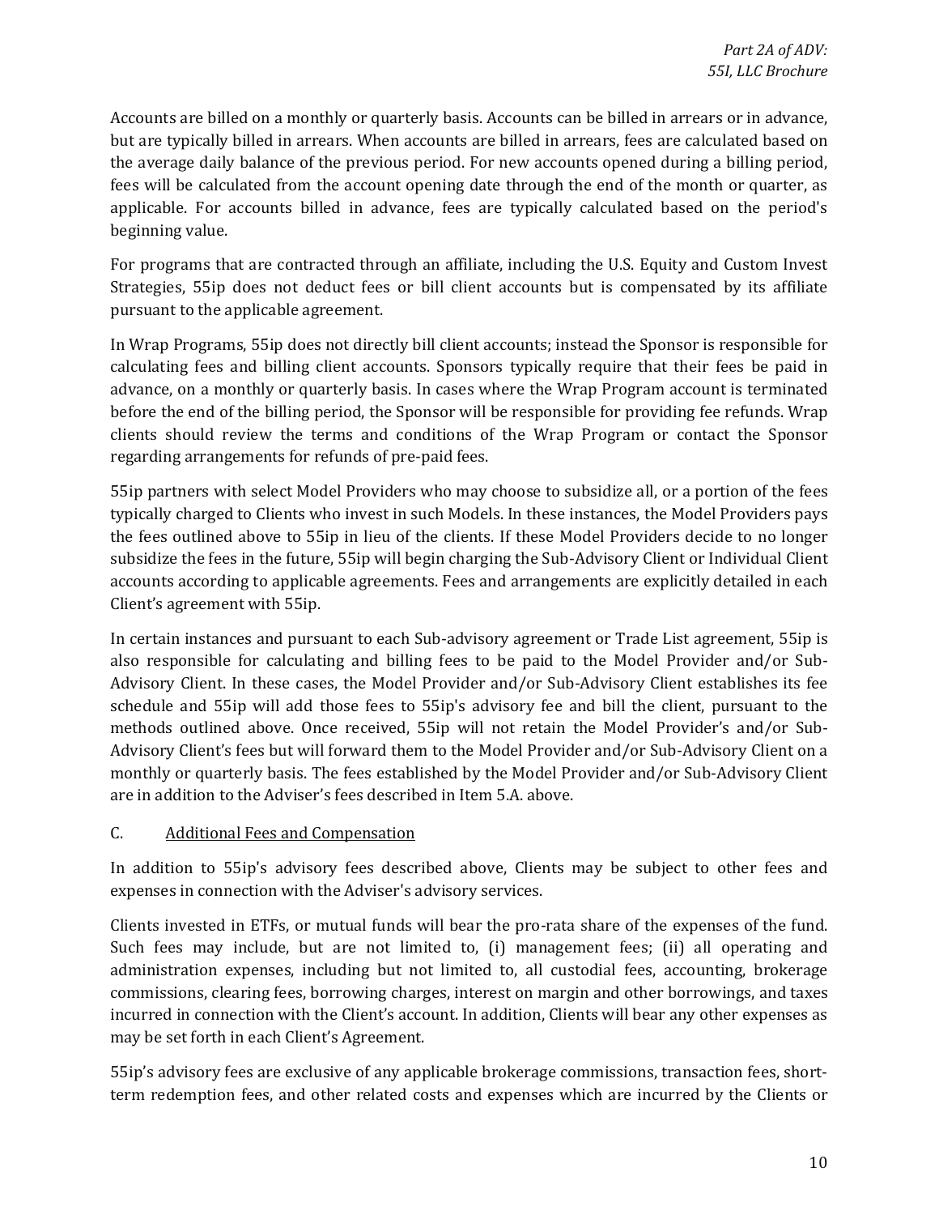Accounts are billed on a monthly or quarterly basis. Accounts can be billed in arrears or in advance, but are typically billed in arrears. When accounts are billed in arrears, fees are calculated based on the average daily balance of the previous period. For new accounts opened during a billing period, fees will be calculated from the account opening date through the end of the month or quarter, as applicable. For accounts billed in advance, fees are typically calculated based on the period's beginning value.

For programs that are contracted through an affiliate, including the U.S. Equity and Custom Invest Strategies, 55ip does not deduct fees or bill client accounts but is compensated by its affiliate pursuant to the applicable agreement.

In Wrap Programs, 55ip does not directly bill client accounts; instead the Sponsor is responsible for calculating fees and billing client accounts. Sponsors typically require that their fees be paid in advance, on a monthly or quarterly basis. In cases where the Wrap Program account is terminated before the end of the billing period, the Sponsor will be responsible for providing fee refunds. Wrap clients should review the terms and conditions of the Wrap Program or contact the Sponsor regarding arrangements for refunds of pre-paid fees.

55ip partners with select Model Providers who may choose to subsidize all, or a portion of the fees typically charged to Clients who invest in such Models. In these instances, the Model Providers pays the fees outlined above to 55ip in lieu of the clients. If these Model Providers decide to no longer subsidize the fees in the future, 55ip will begin charging the Sub-Advisory Client or Individual Client accounts according to applicable agreements. Fees and arrangements are explicitly detailed in each Client's agreement with 55ip.

In certain instances and pursuant to each Sub-advisory agreement or Trade List agreement, 55ip is also responsible for calculating and billing fees to be paid to the Model Provider and/or Sub-Advisory Client. In these cases, the Model Provider and/or Sub-Advisory Client establishes its fee schedule and 55ip will add those fees to 55ip's advisory fee and bill the client, pursuant to the methods outlined above. Once received, 55ip will not retain the Model Provider's and/or Sub-Advisory Client's fees but will forward them to the Model Provider and/or Sub-Advisory Client on a monthly or quarterly basis. The fees established by the Model Provider and/or Sub-Advisory Client are in addition to the Adviser's fees described in Item 5.A. above.

C. Additional Fees and Compensation

In addition to 55ip's advisory fees described above, Clients may be subject to other fees and expenses in connection with the Adviser's advisory services.

Clients invested in ETFs, or mutual funds will bear the pro-rata share of the expenses of the fund. Such fees may include, but are not limited to, (i) management fees; (ii) all operating and administration expenses, including but not limited to, all custodial fees, accounting, brokerage commissions, clearing fees, borrowing charges, interest on margin and other borrowings, and taxes incurred in connection with the Client's account. In addition, Clients will bear any other expenses as may be set forth in each Client's Agreement.

55ip's advisory fees are exclusive of any applicable brokerage commissions, transaction fees, short-term redemption fees, and other related costs and expenses which are incurred by the Clients or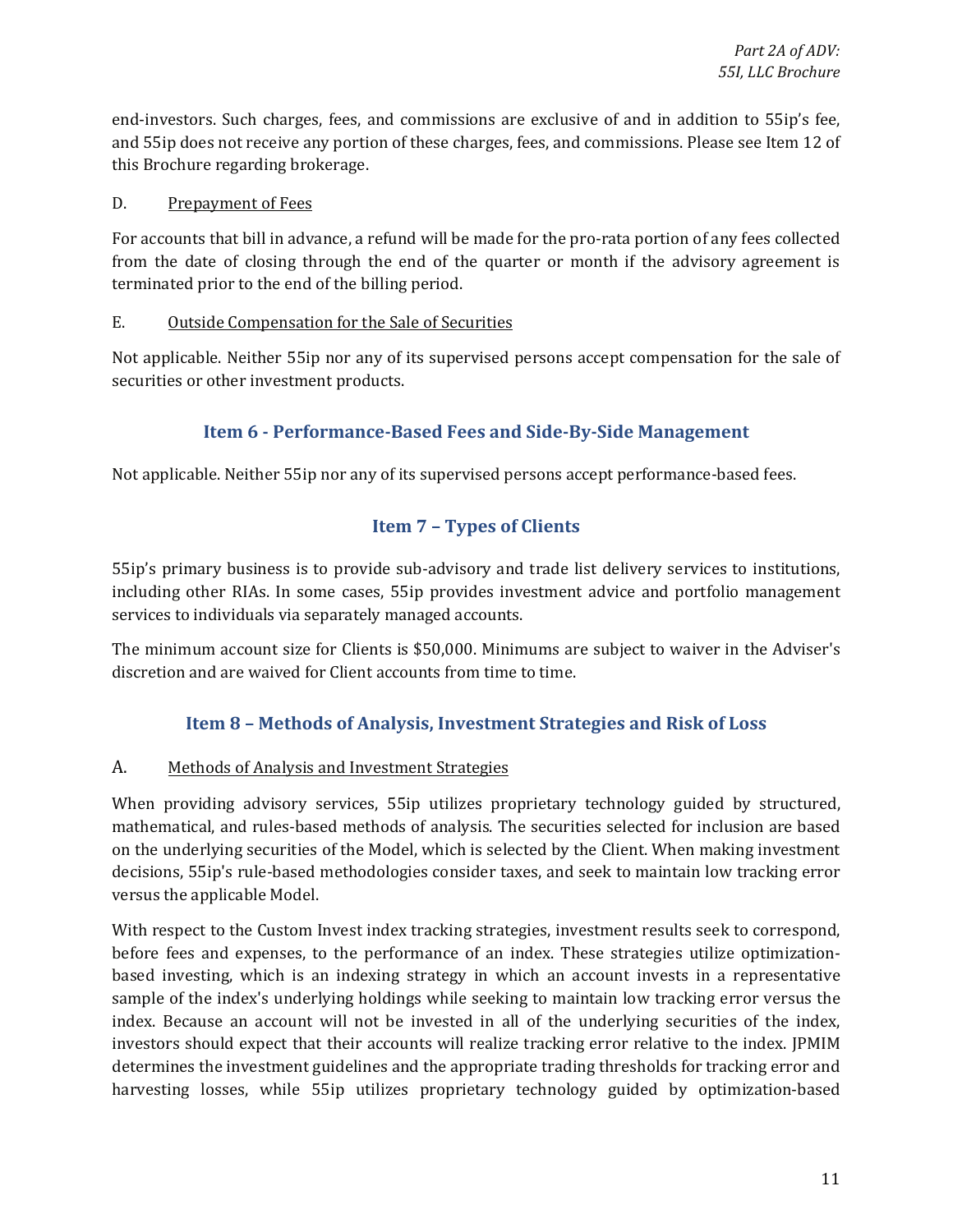end-investors. Such charges, fees, and commissions are exclusive of and in addition to 55ip's fee, and 55ip does not receive any portion of these charges, fees, and commissions. Please see Item 12 of this Brochure regarding brokerage.

D. Prepayment of Fees

For accounts that bill in advance, a refund will be made for the pro-rata portion of any fees collected from the date of closing through the end of the quarter or month if the advisory agreement is terminated prior to the end of the billing period.

E. Outside Compensation for the Sale of Securities

Not applicable. Neither 55ip nor any of its supervised persons accept compensation for the sale of securities or other investment products.

## Item 6 - Performance-Based Fees and Side-By-Side Management

Not applicable. Neither 55ip nor any of its supervised persons accept performance-based fees.

## Item 7 – Types of Clients

55ip's primary business is to provide sub-advisory and trade list delivery services to institutions, including other RIAs. In some cases, 55ip provides investment advice and portfolio management services to individuals via separately managed accounts.

The minimum account size for Clients is $50,000. Minimums are subject to waiver in the Adviser's discretion and are waived for Client accounts from time to time.

## Item 8 – Methods of Analysis, Investment Strategies and Risk of Loss

A. Methods of Analysis and Investment Strategies

When providing advisory services, 55ip utilizes proprietary technology guided by structured, mathematical, and rules-based methods of analysis. The securities selected for inclusion are based on the underlying securities of the Model, which is selected by the Client. When making investment decisions, 55ip's rule-based methodologies consider taxes, and seek to maintain low tracking error versus the applicable Model.

With respect to the Custom Invest index tracking strategies, investment results seek to correspond, before fees and expenses, to the performance of an index. These strategies utilize optimization-based investing, which is an indexing strategy in which an account invests in a representative sample of the index's underlying holdings while seeking to maintain low tracking error versus the index. Because an account will not be invested in all of the underlying securities of the index, investors should expect that their accounts will realize tracking error relative to the index. JPMIM determines the investment guidelines and the appropriate trading thresholds for tracking error and harvesting losses, while 55ip utilizes proprietary technology guided by optimization-based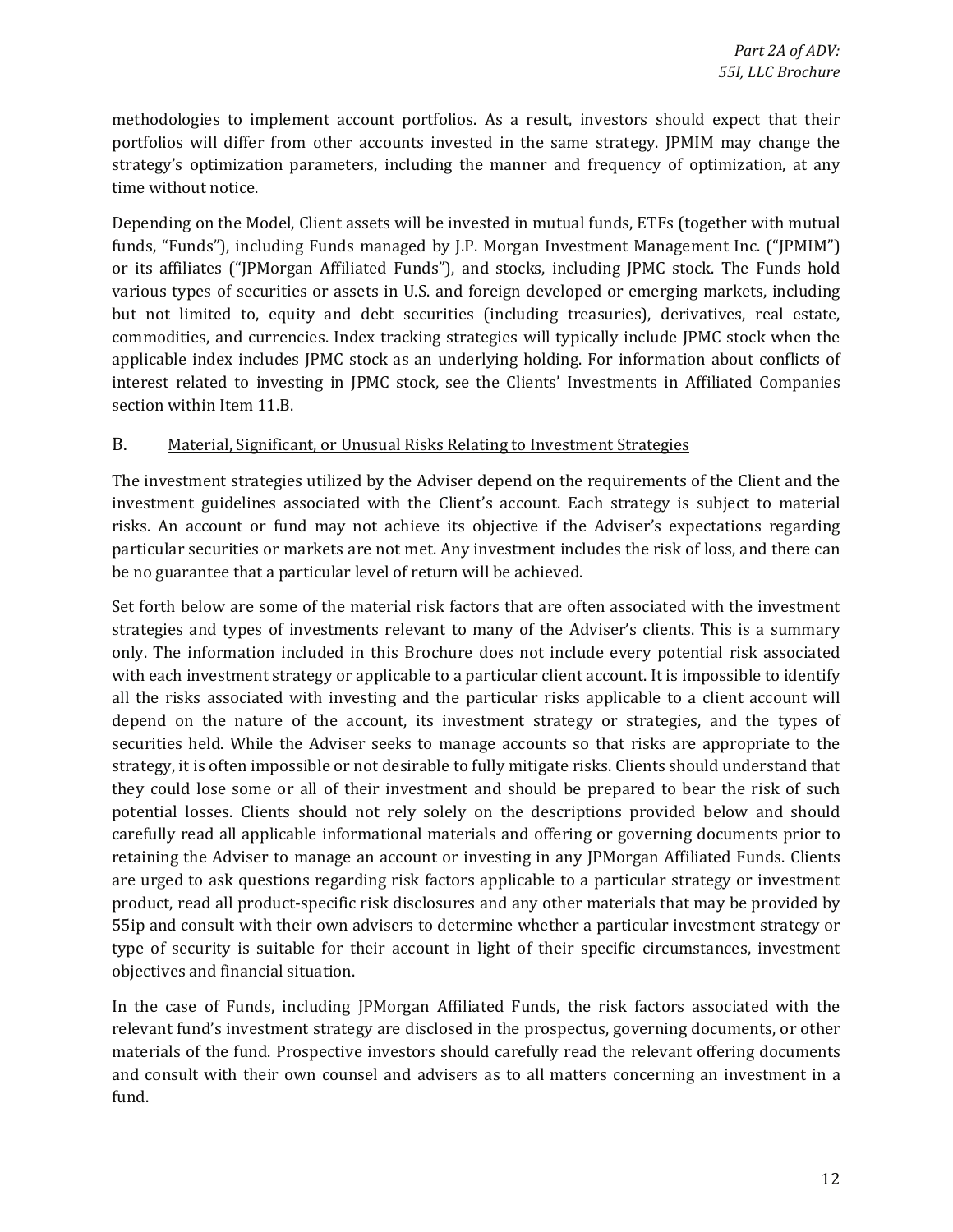methodologies to implement account portfolios. As a result, investors should expect that their portfolios will differ from other accounts invested in the same strategy. JPMIM may change the strategy's optimization parameters, including the manner and frequency of optimization, at any time without notice.

Depending on the Model, Client assets will be invested in mutual funds, ETFs (together with mutual funds, "Funds"), including Funds managed by J.P. Morgan Investment Management Inc. ("JPMIM") or its affiliates ("JPMorgan Affiliated Funds"), and stocks, including JPMC stock. The Funds hold various types of securities or assets in U.S. and foreign developed or emerging markets, including but not limited to, equity and debt securities (including treasuries), derivatives, real estate, commodities, and currencies. Index tracking strategies will typically include JPMC stock when the applicable index includes JPMC stock as an underlying holding. For information about conflicts of interest related to investing in JPMC stock, see the Clients' Investments in Affiliated Companies section within Item 11.B.

### B. Material, Significant, or Unusual Risks Relating to Investment Strategies

The investment strategies utilized by the Adviser depend on the requirements of the Client and the investment guidelines associated with the Client's account. Each strategy is subject to material risks. An account or fund may not achieve its objective if the Adviser's expectations regarding particular securities or markets are not met. Any investment includes the risk of loss, and there can be no guarantee that a particular level of return will be achieved.

Set forth below are some of the material risk factors that are often associated with the investment strategies and types of investments relevant to many of the Adviser's clients. This is a summary only. The information included in this Brochure does not include every potential risk associated with each investment strategy or applicable to a particular client account. It is impossible to identify all the risks associated with investing and the particular risks applicable to a client account will depend on the nature of the account, its investment strategy or strategies, and the types of securities held. While the Adviser seeks to manage accounts so that risks are appropriate to the strategy, it is often impossible or not desirable to fully mitigate risks. Clients should understand that they could lose some or all of their investment and should be prepared to bear the risk of such potential losses. Clients should not rely solely on the descriptions provided below and should carefully read all applicable informational materials and offering or governing documents prior to retaining the Adviser to manage an account or investing in any JPMorgan Affiliated Funds. Clients are urged to ask questions regarding risk factors applicable to a particular strategy or investment product, read all product-specific risk disclosures and any other materials that may be provided by 55ip and consult with their own advisers to determine whether a particular investment strategy or type of security is suitable for their account in light of their specific circumstances, investment objectives and financial situation.

In the case of Funds, including JPMorgan Affiliated Funds, the risk factors associated with the relevant fund's investment strategy are disclosed in the prospectus, governing documents, or other materials of the fund. Prospective investors should carefully read the relevant offering documents and consult with their own counsel and advisers as to all matters concerning an investment in a fund.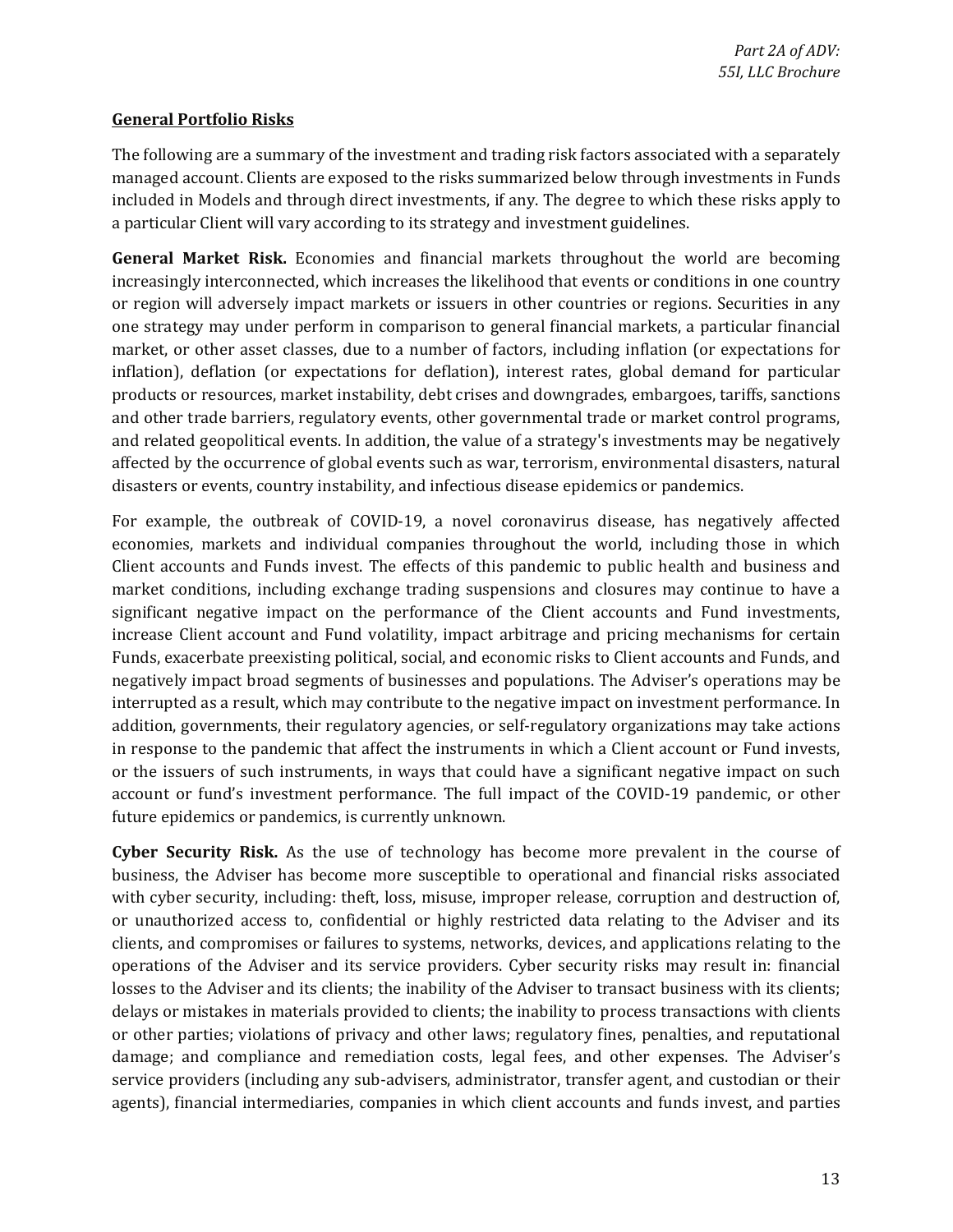## General Portfolio Risks

The following are a summary of the investment and trading risk factors associated with a separately managed account. Clients are exposed to the risks summarized below through investments in Funds included in Models and through direct investments, if any. The degree to which these risks apply to a particular Client will vary according to its strategy and investment guidelines.

**General Market Risk.** Economies and financial markets throughout the world are becoming increasingly interconnected, which increases the likelihood that events or conditions in one country or region will adversely impact markets or issuers in other countries or regions. Securities in any one strategy may under perform in comparison to general financial markets, a particular financial market, or other asset classes, due to a number of factors, including inflation (or expectations for inflation), deflation (or expectations for deflation), interest rates, global demand for particular products or resources, market instability, debt crises and downgrades, embargoes, tariffs, sanctions and other trade barriers, regulatory events, other governmental trade or market control programs, and related geopolitical events. In addition, the value of a strategy's investments may be negatively affected by the occurrence of global events such as war, terrorism, environmental disasters, natural disasters or events, country instability, and infectious disease epidemics or pandemics.

For example, the outbreak of COVID-19, a novel coronavirus disease, has negatively affected economies, markets and individual companies throughout the world, including those in which Client accounts and Funds invest. The effects of this pandemic to public health and business and market conditions, including exchange trading suspensions and closures may continue to have a significant negative impact on the performance of the Client accounts and Fund investments, increase Client account and Fund volatility, impact arbitrage and pricing mechanisms for certain Funds, exacerbate preexisting political, social, and economic risks to Client accounts and Funds, and negatively impact broad segments of businesses and populations. The Adviser's operations may be interrupted as a result, which may contribute to the negative impact on investment performance. In addition, governments, their regulatory agencies, or self-regulatory organizations may take actions in response to the pandemic that affect the instruments in which a Client account or Fund invests, or the issuers of such instruments, in ways that could have a significant negative impact on such account or fund's investment performance. The full impact of the COVID-19 pandemic, or other future epidemics or pandemics, is currently unknown.

**Cyber Security Risk.** As the use of technology has become more prevalent in the course of business, the Adviser has become more susceptible to operational and financial risks associated with cyber security, including: theft, loss, misuse, improper release, corruption and destruction of, or unauthorized access to, confidential or highly restricted data relating to the Adviser and its clients, and compromises or failures to systems, networks, devices, and applications relating to the operations of the Adviser and its service providers. Cyber security risks may result in: financial losses to the Adviser and its clients; the inability of the Adviser to transact business with its clients; delays or mistakes in materials provided to clients; the inability to process transactions with clients or other parties; violations of privacy and other laws; regulatory fines, penalties, and reputational damage; and compliance and remediation costs, legal fees, and other expenses. The Adviser's service providers (including any sub-advisers, administrator, transfer agent, and custodian or their agents), financial intermediaries, companies in which client accounts and funds invest, and parties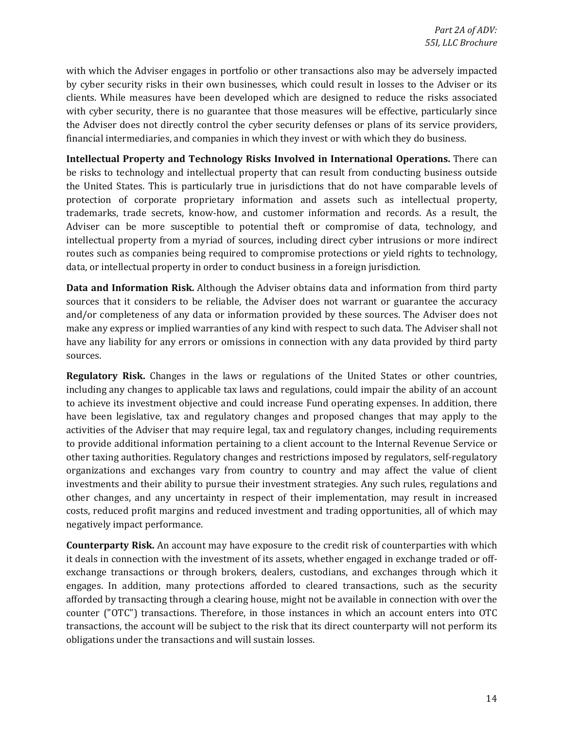with which the Adviser engages in portfolio or other transactions also may be adversely impacted by cyber security risks in their own businesses, which could result in losses to the Adviser or its clients. While measures have been developed which are designed to reduce the risks associated with cyber security, there is no guarantee that those measures will be effective, particularly since the Adviser does not directly control the cyber security defenses or plans of its service providers, financial intermediaries, and companies in which they invest or with which they do business.

**Intellectual Property and Technology Risks Involved in International Operations.** There can be risks to technology and intellectual property that can result from conducting business outside the United States. This is particularly true in jurisdictions that do not have comparable levels of protection of corporate proprietary information and assets such as intellectual property, trademarks, trade secrets, know-how, and customer information and records. As a result, the Adviser can be more susceptible to potential theft or compromise of data, technology, and intellectual property from a myriad of sources, including direct cyber intrusions or more indirect routes such as companies being required to compromise protections or yield rights to technology, data, or intellectual property in order to conduct business in a foreign jurisdiction.

**Data and Information Risk.** Although the Adviser obtains data and information from third party sources that it considers to be reliable, the Adviser does not warrant or guarantee the accuracy and/or completeness of any data or information provided by these sources. The Adviser does not make any express or implied warranties of any kind with respect to such data. The Adviser shall not have any liability for any errors or omissions in connection with any data provided by third party sources.

**Regulatory Risk.** Changes in the laws or regulations of the United States or other countries, including any changes to applicable tax laws and regulations, could impair the ability of an account to achieve its investment objective and could increase Fund operating expenses. In addition, there have been legislative, tax and regulatory changes and proposed changes that may apply to the activities of the Adviser that may require legal, tax and regulatory changes, including requirements to provide additional information pertaining to a client account to the Internal Revenue Service or other taxing authorities. Regulatory changes and restrictions imposed by regulators, self-regulatory organizations and exchanges vary from country to country and may affect the value of client investments and their ability to pursue their investment strategies. Any such rules, regulations and other changes, and any uncertainty in respect of their implementation, may result in increased costs, reduced profit margins and reduced investment and trading opportunities, all of which may negatively impact performance.

**Counterparty Risk.** An account may have exposure to the credit risk of counterparties with which it deals in connection with the investment of its assets, whether engaged in exchange traded or off-exchange transactions or through brokers, dealers, custodians, and exchanges through which it engages. In addition, many protections afforded to cleared transactions, such as the security afforded by transacting through a clearing house, might not be available in connection with over the counter ("OTC") transactions. Therefore, in those instances in which an account enters into OTC transactions, the account will be subject to the risk that its direct counterparty will not perform its obligations under the transactions and will sustain losses.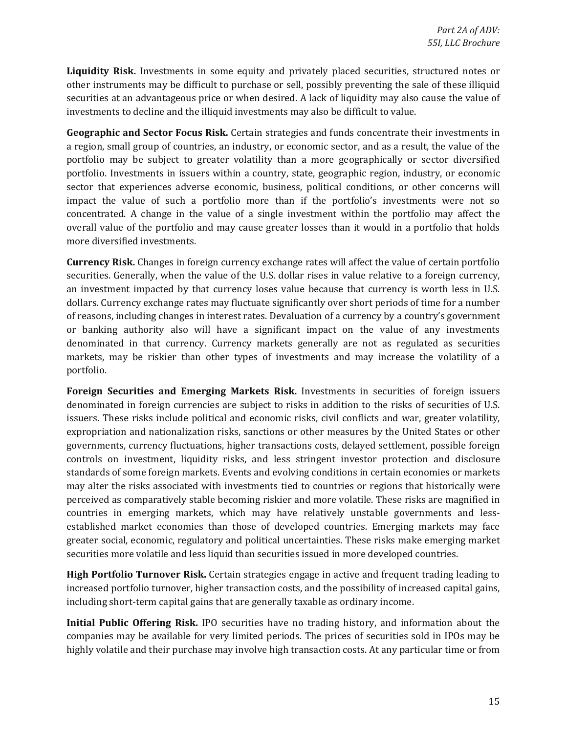**Liquidity Risk.** Investments in some equity and privately placed securities, structured notes or other instruments may be difficult to purchase or sell, possibly preventing the sale of these illiquid securities at an advantageous price or when desired. A lack of liquidity may also cause the value of investments to decline and the illiquid investments may also be difficult to value.

**Geographic and Sector Focus Risk.** Certain strategies and funds concentrate their investments in a region, small group of countries, an industry, or economic sector, and as a result, the value of the portfolio may be subject to greater volatility than a more geographically or sector diversified portfolio. Investments in issuers within a country, state, geographic region, industry, or economic sector that experiences adverse economic, business, political conditions, or other concerns will impact the value of such a portfolio more than if the portfolio's investments were not so concentrated. A change in the value of a single investment within the portfolio may affect the overall value of the portfolio and may cause greater losses than it would in a portfolio that holds more diversified investments.

**Currency Risk.** Changes in foreign currency exchange rates will affect the value of certain portfolio securities. Generally, when the value of the U.S. dollar rises in value relative to a foreign currency, an investment impacted by that currency loses value because that currency is worth less in U.S. dollars. Currency exchange rates may fluctuate significantly over short periods of time for a number of reasons, including changes in interest rates. Devaluation of a currency by a country's government or banking authority also will have a significant impact on the value of any investments denominated in that currency. Currency markets generally are not as regulated as securities markets, may be riskier than other types of investments and may increase the volatility of a portfolio.

**Foreign Securities and Emerging Markets Risk.** Investments in securities of foreign issuers denominated in foreign currencies are subject to risks in addition to the risks of securities of U.S. issuers. These risks include political and economic risks, civil conflicts and war, greater volatility, expropriation and nationalization risks, sanctions or other measures by the United States or other governments, currency fluctuations, higher transactions costs, delayed settlement, possible foreign controls on investment, liquidity risks, and less stringent investor protection and disclosure standards of some foreign markets. Events and evolving conditions in certain economies or markets may alter the risks associated with investments tied to countries or regions that historically were perceived as comparatively stable becoming riskier and more volatile. These risks are magnified in countries in emerging markets, which may have relatively unstable governments and less-established market economies than those of developed countries. Emerging markets may face greater social, economic, regulatory and political uncertainties. These risks make emerging market securities more volatile and less liquid than securities issued in more developed countries.

**High Portfolio Turnover Risk.** Certain strategies engage in active and frequent trading leading to increased portfolio turnover, higher transaction costs, and the possibility of increased capital gains, including short-term capital gains that are generally taxable as ordinary income.

**Initial Public Offering Risk.** IPO securities have no trading history, and information about the companies may be available for very limited periods. The prices of securities sold in IPOs may be highly volatile and their purchase may involve high transaction costs. At any particular time or from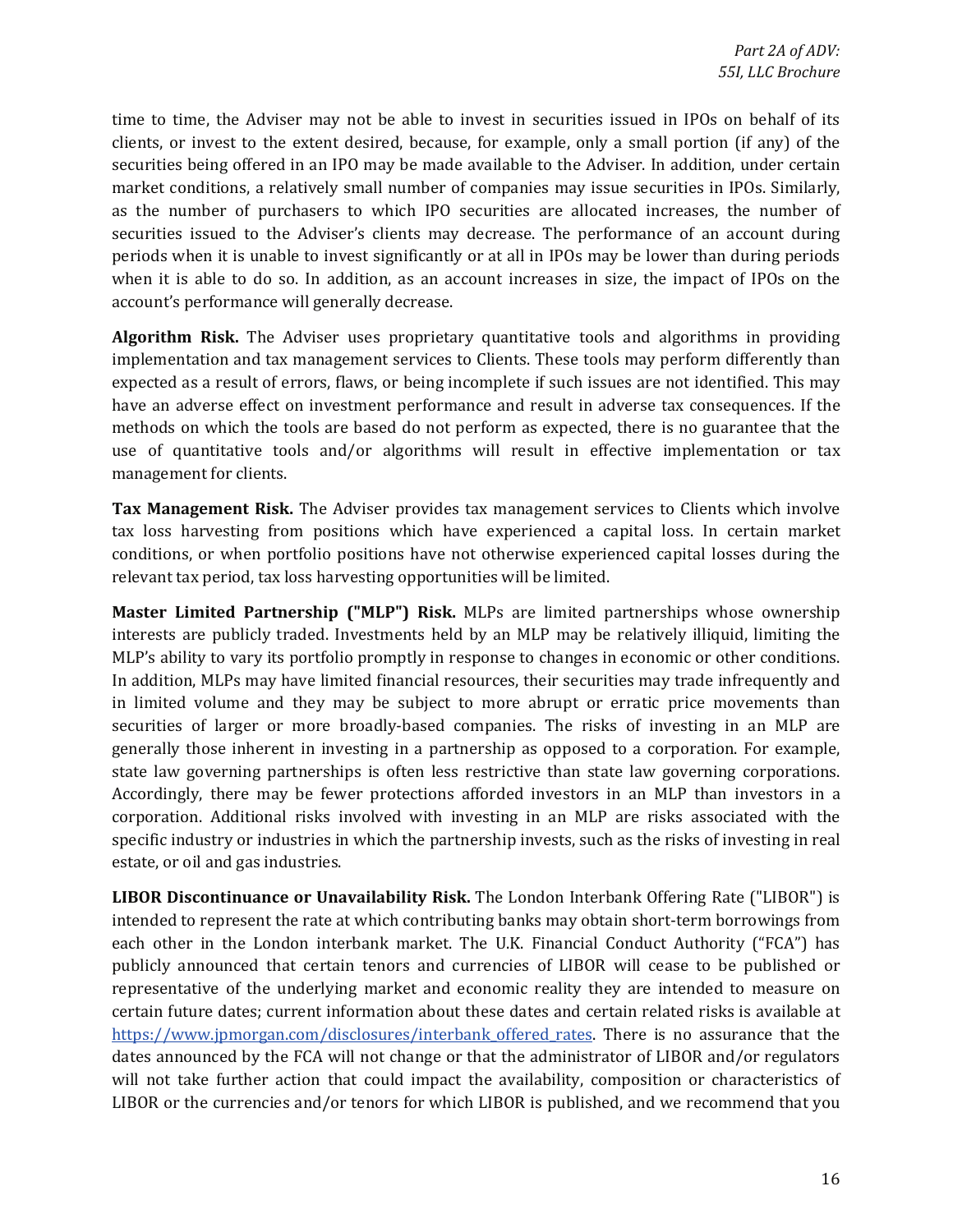time to time, the Adviser may not be able to invest in securities issued in IPOs on behalf of its clients, or invest to the extent desired, because, for example, only a small portion (if any) of the securities being offered in an IPO may be made available to the Adviser. In addition, under certain market conditions, a relatively small number of companies may issue securities in IPOs. Similarly, as the number of purchasers to which IPO securities are allocated increases, the number of securities issued to the Adviser's clients may decrease. The performance of an account during periods when it is unable to invest significantly or at all in IPOs may be lower than during periods when it is able to do so. In addition, as an account increases in size, the impact of IPOs on the account's performance will generally decrease.

**Algorithm Risk.** The Adviser uses proprietary quantitative tools and algorithms in providing implementation and tax management services to Clients. These tools may perform differently than expected as a result of errors, flaws, or being incomplete if such issues are not identified. This may have an adverse effect on investment performance and result in adverse tax consequences. If the methods on which the tools are based do not perform as expected, there is no guarantee that the use of quantitative tools and/or algorithms will result in effective implementation or tax management for clients.

**Tax Management Risk.** The Adviser provides tax management services to Clients which involve tax loss harvesting from positions which have experienced a capital loss. In certain market conditions, or when portfolio positions have not otherwise experienced capital losses during the relevant tax period, tax loss harvesting opportunities will be limited.

**Master Limited Partnership ("MLP") Risk.** MLPs are limited partnerships whose ownership interests are publicly traded. Investments held by an MLP may be relatively illiquid, limiting the MLP's ability to vary its portfolio promptly in response to changes in economic or other conditions. In addition, MLPs may have limited financial resources, their securities may trade infrequently and in limited volume and they may be subject to more abrupt or erratic price movements than securities of larger or more broadly-based companies. The risks of investing in an MLP are generally those inherent in investing in a partnership as opposed to a corporation. For example, state law governing partnerships is often less restrictive than state law governing corporations. Accordingly, there may be fewer protections afforded investors in an MLP than investors in a corporation. Additional risks involved with investing in an MLP are risks associated with the specific industry or industries in which the partnership invests, such as the risks of investing in real estate, or oil and gas industries.

**LIBOR Discontinuance or Unavailability Risk.** The London Interbank Offering Rate ("LIBOR") is intended to represent the rate at which contributing banks may obtain short-term borrowings from each other in the London interbank market. The U.K. Financial Conduct Authority ("FCA") has publicly announced that certain tenors and currencies of LIBOR will cease to be published or representative of the underlying market and economic reality they are intended to measure on certain future dates; current information about these dates and certain related risks is available at [https://www.jpmorgan.com/disclosures/interbank_offered_rates](https://www.jpmorgan.com/disclosures/interbank_offered_rates). There is no assurance that the dates announced by the FCA will not change or that the administrator of LIBOR and/or regulators will not take further action that could impact the availability, composition or characteristics of LIBOR or the currencies and/or tenors for which LIBOR is published, and we recommend that you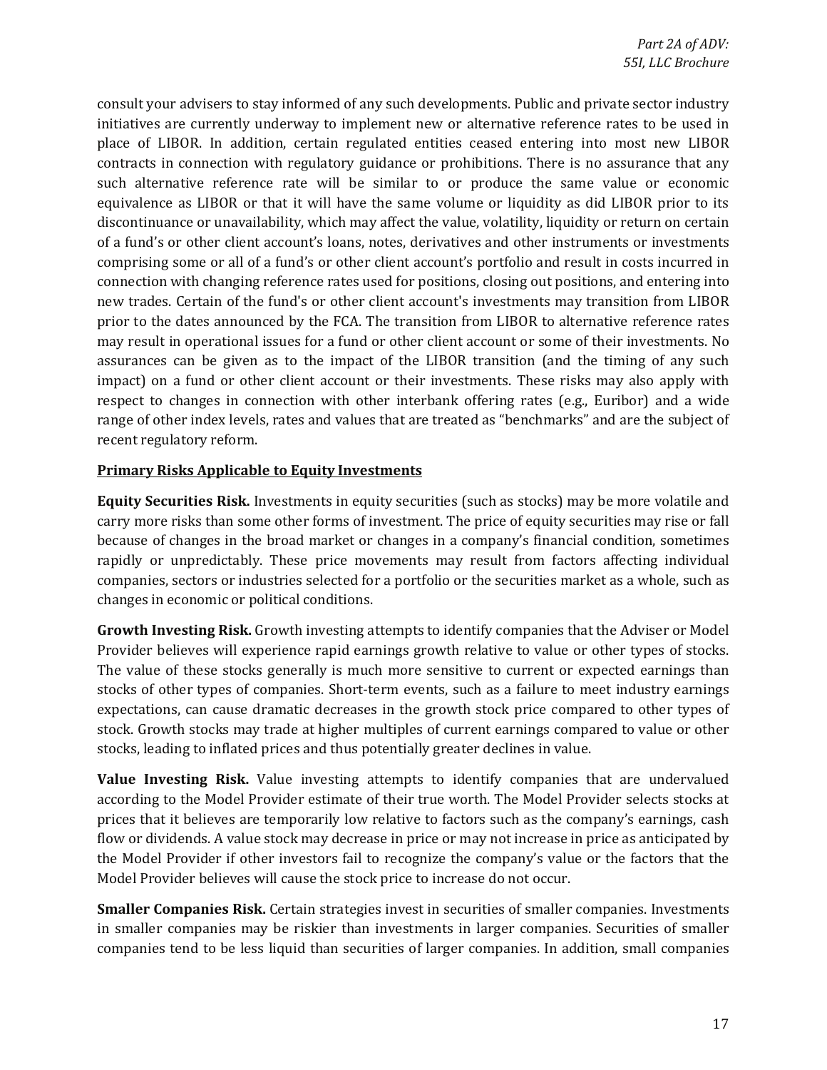consult your advisers to stay informed of any such developments. Public and private sector industry initiatives are currently underway to implement new or alternative reference rates to be used in place of LIBOR. In addition, certain regulated entities ceased entering into most new LIBOR contracts in connection with regulatory guidance or prohibitions. There is no assurance that any such alternative reference rate will be similar to or produce the same value or economic equivalence as LIBOR or that it will have the same volume or liquidity as did LIBOR prior to its discontinuance or unavailability, which may affect the value, volatility, liquidity or return on certain of a fund's or other client account's loans, notes, derivatives and other instruments or investments comprising some or all of a fund's or other client account's portfolio and result in costs incurred in connection with changing reference rates used for positions, closing out positions, and entering into new trades. Certain of the fund's or other client account's investments may transition from LIBOR prior to the dates announced by the FCA. The transition from LIBOR to alternative reference rates may result in operational issues for a fund or other client account or some of their investments. No assurances can be given as to the impact of the LIBOR transition (and the timing of any such impact) on a fund or other client account or their investments. These risks may also apply with respect to changes in connection with other interbank offering rates (e.g., Euribor) and a wide range of other index levels, rates and values that are treated as "benchmarks" and are the subject of recent regulatory reform.

**Primary Risks Applicable to Equity Investments**

**Equity Securities Risk.** Investments in equity securities (such as stocks) may be more volatile and carry more risks than some other forms of investment. The price of equity securities may rise or fall because of changes in the broad market or changes in a company's financial condition, sometimes rapidly or unpredictably. These price movements may result from factors affecting individual companies, sectors or industries selected for a portfolio or the securities market as a whole, such as changes in economic or political conditions.

**Growth Investing Risk.** Growth investing attempts to identify companies that the Adviser or Model Provider believes will experience rapid earnings growth relative to value or other types of stocks. The value of these stocks generally is much more sensitive to current or expected earnings than stocks of other types of companies. Short-term events, such as a failure to meet industry earnings expectations, can cause dramatic decreases in the growth stock price compared to other types of stock. Growth stocks may trade at higher multiples of current earnings compared to value or other stocks, leading to inflated prices and thus potentially greater declines in value.

**Value Investing Risk.** Value investing attempts to identify companies that are undervalued according to the Model Provider estimate of their true worth. The Model Provider selects stocks at prices that it believes are temporarily low relative to factors such as the company's earnings, cash flow or dividends. A value stock may decrease in price or may not increase in price as anticipated by the Model Provider if other investors fail to recognize the company's value or the factors that the Model Provider believes will cause the stock price to increase do not occur.

**Smaller Companies Risk.** Certain strategies invest in securities of smaller companies. Investments in smaller companies may be riskier than investments in larger companies. Securities of smaller companies tend to be less liquid than securities of larger companies. In addition, small companies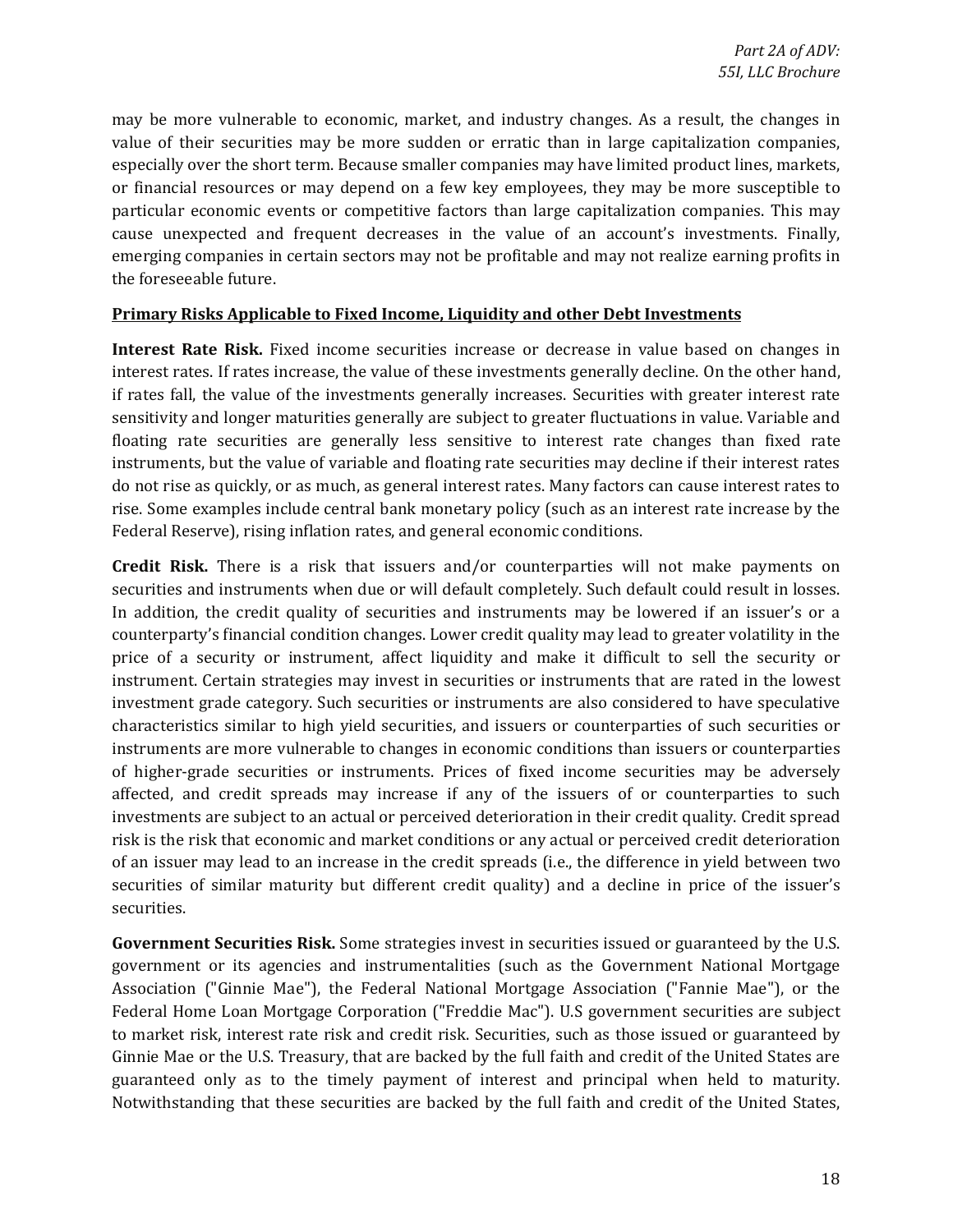may be more vulnerable to economic, market, and industry changes. As a result, the changes in value of their securities may be more sudden or erratic than in large capitalization companies, especially over the short term. Because smaller companies may have limited product lines, markets, or financial resources or may depend on a few key employees, they may be more susceptible to particular economic events or competitive factors than large capitalization companies. This may cause unexpected and frequent decreases in the value of an account's investments. Finally, emerging companies in certain sectors may not be profitable and may not realize earning profits in the foreseeable future.

**Primary Risks Applicable to Fixed Income, Liquidity and other Debt Investments**

**Interest Rate Risk.** Fixed income securities increase or decrease in value based on changes in interest rates. If rates increase, the value of these investments generally decline. On the other hand, if rates fall, the value of the investments generally increases. Securities with greater interest rate sensitivity and longer maturities generally are subject to greater fluctuations in value. Variable and floating rate securities are generally less sensitive to interest rate changes than fixed rate instruments, but the value of variable and floating rate securities may decline if their interest rates do not rise as quickly, or as much, as general interest rates. Many factors can cause interest rates to rise. Some examples include central bank monetary policy (such as an interest rate increase by the Federal Reserve), rising inflation rates, and general economic conditions.

**Credit Risk.** There is a risk that issuers and/or counterparties will not make payments on securities and instruments when due or will default completely. Such default could result in losses. In addition, the credit quality of securities and instruments may be lowered if an issuer's or a counterparty's financial condition changes. Lower credit quality may lead to greater volatility in the price of a security or instrument, affect liquidity and make it difficult to sell the security or instrument. Certain strategies may invest in securities or instruments that are rated in the lowest investment grade category. Such securities or instruments are also considered to have speculative characteristics similar to high yield securities, and issuers or counterparties of such securities or instruments are more vulnerable to changes in economic conditions than issuers or counterparties of higher-grade securities or instruments. Prices of fixed income securities may be adversely affected, and credit spreads may increase if any of the issuers of or counterparties to such investments are subject to an actual or perceived deterioration in their credit quality. Credit spread risk is the risk that economic and market conditions or any actual or perceived credit deterioration of an issuer may lead to an increase in the credit spreads (i.e., the difference in yield between two securities of similar maturity but different credit quality) and a decline in price of the issuer's securities.

**Government Securities Risk.** Some strategies invest in securities issued or guaranteed by the U.S. government or its agencies and instrumentalities (such as the Government National Mortgage Association ("Ginnie Mae"), the Federal National Mortgage Association ("Fannie Mae"), or the Federal Home Loan Mortgage Corporation ("Freddie Mac"). U.S government securities are subject to market risk, interest rate risk and credit risk. Securities, such as those issued or guaranteed by Ginnie Mae or the U.S. Treasury, that are backed by the full faith and credit of the United States are guaranteed only as to the timely payment of interest and principal when held to maturity. Notwithstanding that these securities are backed by the full faith and credit of the United States,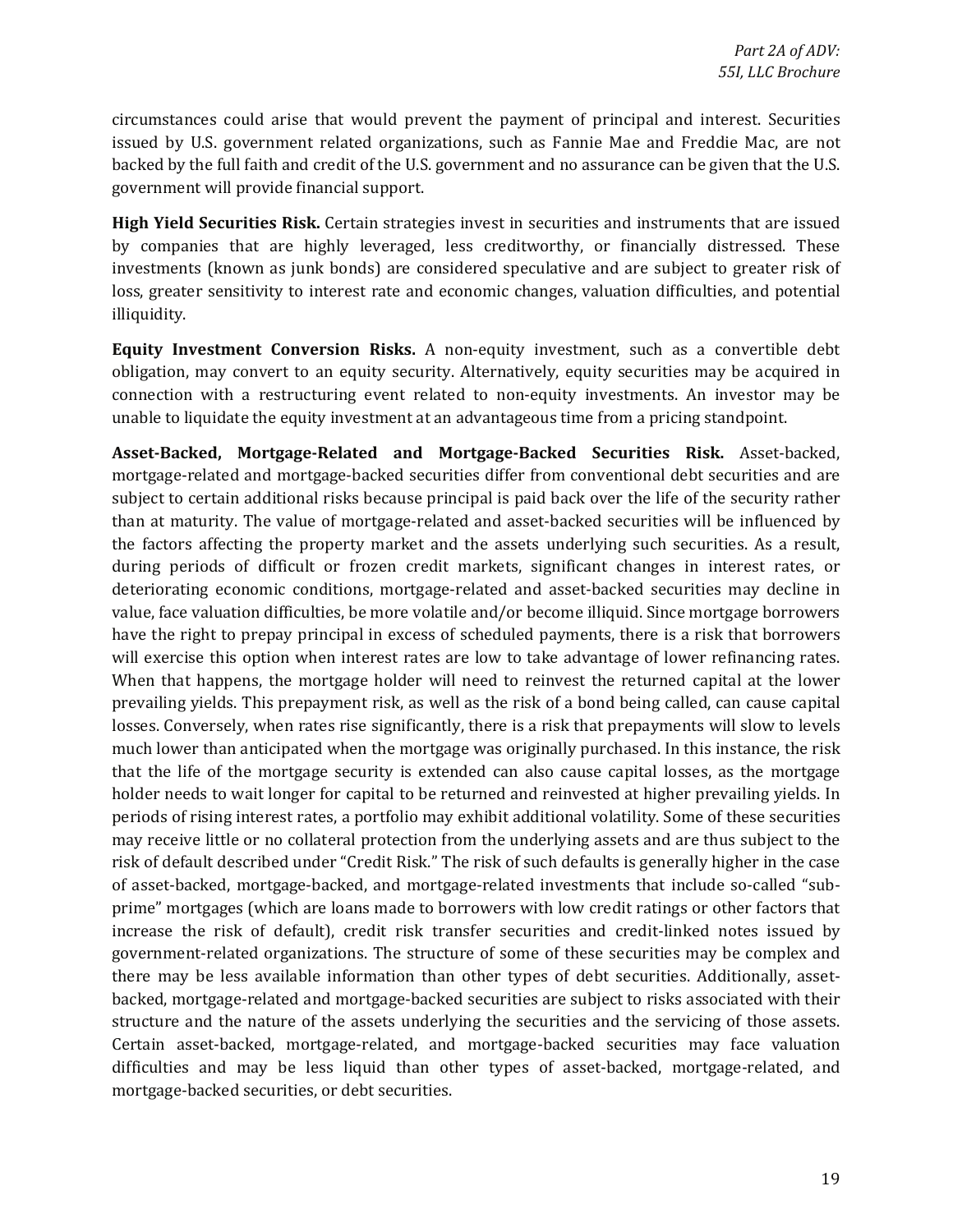circumstances could arise that would prevent the payment of principal and interest. Securities issued by U.S. government related organizations, such as Fannie Mae and Freddie Mac, are not backed by the full faith and credit of the U.S. government and no assurance can be given that the U.S. government will provide financial support.

**High Yield Securities Risk.** Certain strategies invest in securities and instruments that are issued by companies that are highly leveraged, less creditworthy, or financially distressed. These investments (known as junk bonds) are considered speculative and are subject to greater risk of loss, greater sensitivity to interest rate and economic changes, valuation difficulties, and potential illiquidity.

**Equity Investment Conversion Risks.** A non-equity investment, such as a convertible debt obligation, may convert to an equity security. Alternatively, equity securities may be acquired in connection with a restructuring event related to non-equity investments. An investor may be unable to liquidate the equity investment at an advantageous time from a pricing standpoint.

**Asset-Backed, Mortgage-Related and Mortgage-Backed Securities Risk.** Asset-backed, mortgage-related and mortgage-backed securities differ from conventional debt securities and are subject to certain additional risks because principal is paid back over the life of the security rather than at maturity. The value of mortgage-related and asset-backed securities will be influenced by the factors affecting the property market and the assets underlying such securities. As a result, during periods of difficult or frozen credit markets, significant changes in interest rates, or deteriorating economic conditions, mortgage-related and asset-backed securities may decline in value, face valuation difficulties, be more volatile and/or become illiquid. Since mortgage borrowers have the right to prepay principal in excess of scheduled payments, there is a risk that borrowers will exercise this option when interest rates are low to take advantage of lower refinancing rates. When that happens, the mortgage holder will need to reinvest the returned capital at the lower prevailing yields. This prepayment risk, as well as the risk of a bond being called, can cause capital losses. Conversely, when rates rise significantly, there is a risk that prepayments will slow to levels much lower than anticipated when the mortgage was originally purchased. In this instance, the risk that the life of the mortgage security is extended can also cause capital losses, as the mortgage holder needs to wait longer for capital to be returned and reinvested at higher prevailing yields. In periods of rising interest rates, a portfolio may exhibit additional volatility. Some of these securities may receive little or no collateral protection from the underlying assets and are thus subject to the risk of default described under "Credit Risk." The risk of such defaults is generally higher in the case of asset-backed, mortgage-backed, and mortgage-related investments that include so-called "sub-prime" mortgages (which are loans made to borrowers with low credit ratings or other factors that increase the risk of default), credit risk transfer securities and credit-linked notes issued by government-related organizations. The structure of some of these securities may be complex and there may be less available information than other types of debt securities. Additionally, asset-backed, mortgage-related and mortgage-backed securities are subject to risks associated with their structure and the nature of the assets underlying the securities and the servicing of those assets. Certain asset-backed, mortgage-related, and mortgage-backed securities may face valuation difficulties and may be less liquid than other types of asset-backed, mortgage-related, and mortgage-backed securities, or debt securities.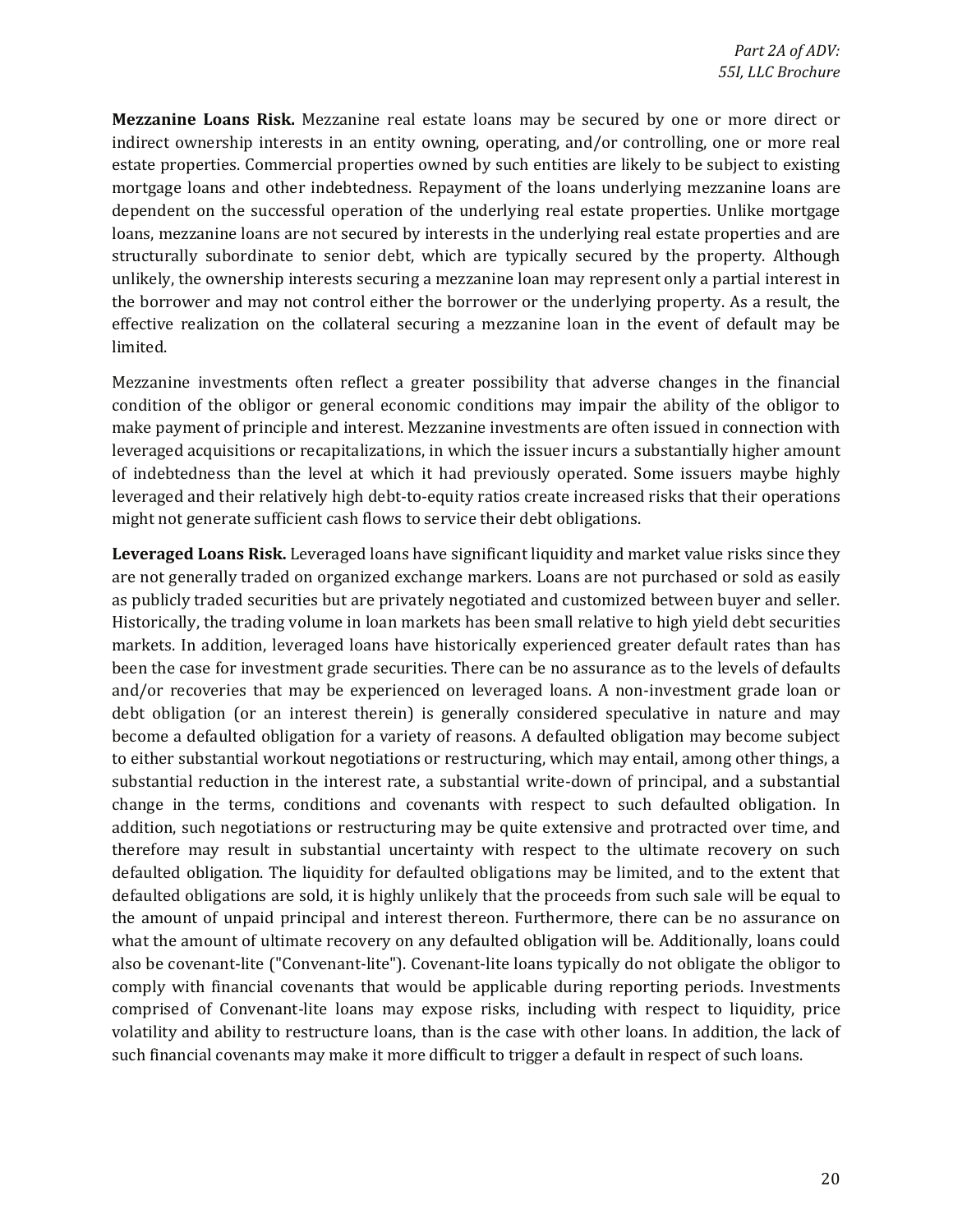**Mezzanine Loans Risk.** Mezzanine real estate loans may be secured by one or more direct or indirect ownership interests in an entity owning, operating, and/or controlling, one or more real estate properties. Commercial properties owned by such entities are likely to be subject to existing mortgage loans and other indebtedness. Repayment of the loans underlying mezzanine loans are dependent on the successful operation of the underlying real estate properties. Unlike mortgage loans, mezzanine loans are not secured by interests in the underlying real estate properties and are structurally subordinate to senior debt, which are typically secured by the property. Although unlikely, the ownership interests securing a mezzanine loan may represent only a partial interest in the borrower and may not control either the borrower or the underlying property. As a result, the effective realization on the collateral securing a mezzanine loan in the event of default may be limited.

Mezzanine investments often reflect a greater possibility that adverse changes in the financial condition of the obligor or general economic conditions may impair the ability of the obligor to make payment of principle and interest. Mezzanine investments are often issued in connection with leveraged acquisitions or recapitalizations, in which the issuer incurs a substantially higher amount of indebtedness than the level at which it had previously operated. Some issuers maybe highly leveraged and their relatively high debt-to-equity ratios create increased risks that their operations might not generate sufficient cash flows to service their debt obligations.

**Leveraged Loans Risk.** Leveraged loans have significant liquidity and market value risks since they are not generally traded on organized exchange markers. Loans are not purchased or sold as easily as publicly traded securities but are privately negotiated and customized between buyer and seller. Historically, the trading volume in loan markets has been small relative to high yield debt securities markets. In addition, leveraged loans have historically experienced greater default rates than has been the case for investment grade securities. There can be no assurance as to the levels of defaults and/or recoveries that may be experienced on leveraged loans. A non-investment grade loan or debt obligation (or an interest therein) is generally considered speculative in nature and may become a defaulted obligation for a variety of reasons. A defaulted obligation may become subject to either substantial workout negotiations or restructuring, which may entail, among other things, a substantial reduction in the interest rate, a substantial write-down of principal, and a substantial change in the terms, conditions and covenants with respect to such defaulted obligation. In addition, such negotiations or restructuring may be quite extensive and protracted over time, and therefore may result in substantial uncertainty with respect to the ultimate recovery on such defaulted obligation. The liquidity for defaulted obligations may be limited, and to the extent that defaulted obligations are sold, it is highly unlikely that the proceeds from such sale will be equal to the amount of unpaid principal and interest thereon. Furthermore, there can be no assurance on what the amount of ultimate recovery on any defaulted obligation will be. Additionally, loans could also be covenant-lite ("Convenant-lite"). Covenant-lite loans typically do not obligate the obligor to comply with financial covenants that would be applicable during reporting periods. Investments comprised of Convenant-lite loans may expose risks, including with respect to liquidity, price volatility and ability to restructure loans, than is the case with other loans. In addition, the lack of such financial covenants may make it more difficult to trigger a default in respect of such loans.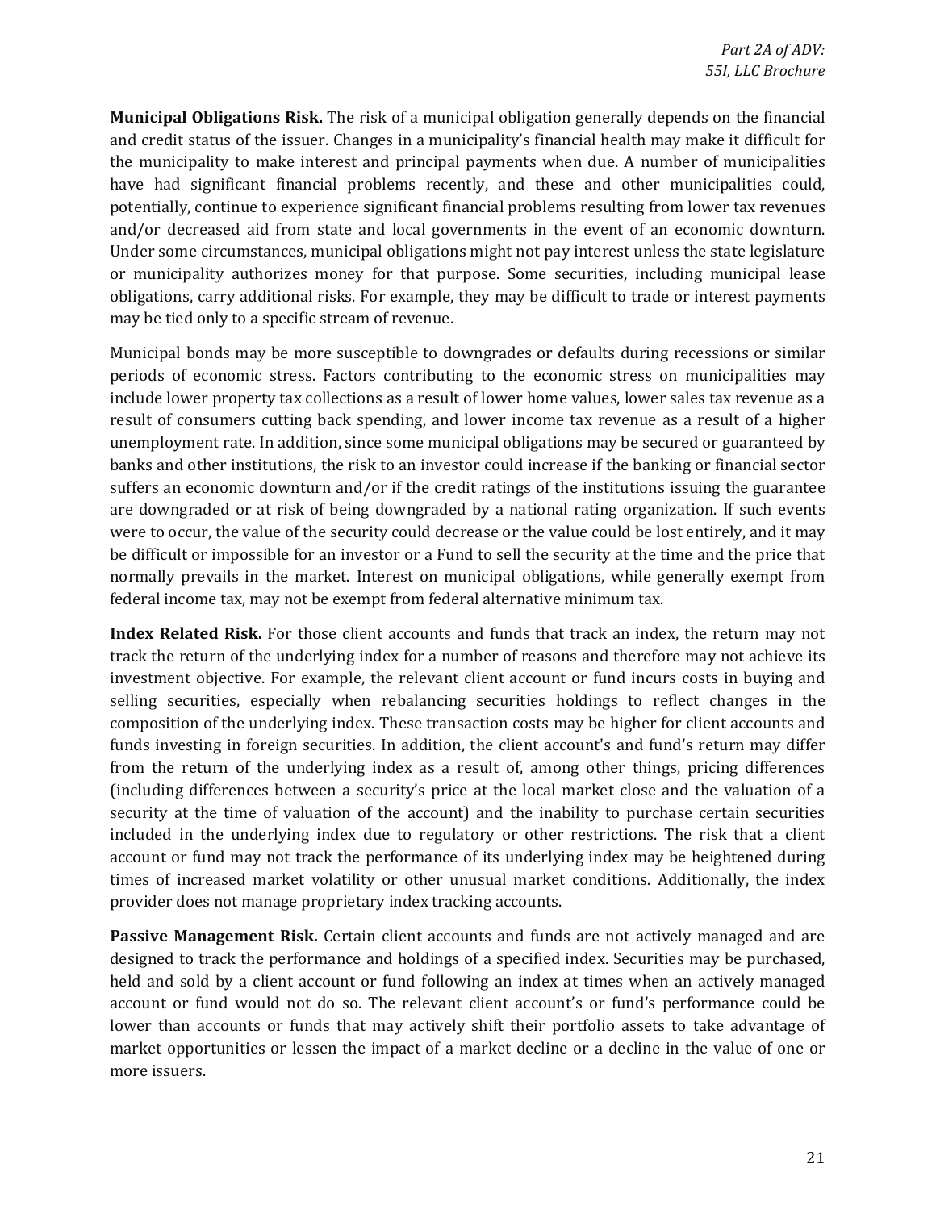**Municipal Obligations Risk.** The risk of a municipal obligation generally depends on the financial and credit status of the issuer. Changes in a municipality's financial health may make it difficult for the municipality to make interest and principal payments when due. A number of municipalities have had significant financial problems recently, and these and other municipalities could, potentially, continue to experience significant financial problems resulting from lower tax revenues and/or decreased aid from state and local governments in the event of an economic downturn. Under some circumstances, municipal obligations might not pay interest unless the state legislature or municipality authorizes money for that purpose. Some securities, including municipal lease obligations, carry additional risks. For example, they may be difficult to trade or interest payments may be tied only to a specific stream of revenue.

Municipal bonds may be more susceptible to downgrades or defaults during recessions or similar periods of economic stress. Factors contributing to the economic stress on municipalities may include lower property tax collections as a result of lower home values, lower sales tax revenue as a result of consumers cutting back spending, and lower income tax revenue as a result of a higher unemployment rate. In addition, since some municipal obligations may be secured or guaranteed by banks and other institutions, the risk to an investor could increase if the banking or financial sector suffers an economic downturn and/or if the credit ratings of the institutions issuing the guarantee are downgraded or at risk of being downgraded by a national rating organization. If such events were to occur, the value of the security could decrease or the value could be lost entirely, and it may be difficult or impossible for an investor or a Fund to sell the security at the time and the price that normally prevails in the market. Interest on municipal obligations, while generally exempt from federal income tax, may not be exempt from federal alternative minimum tax.

**Index Related Risk.** For those client accounts and funds that track an index, the return may not track the return of the underlying index for a number of reasons and therefore may not achieve its investment objective. For example, the relevant client account or fund incurs costs in buying and selling securities, especially when rebalancing securities holdings to reflect changes in the composition of the underlying index. These transaction costs may be higher for client accounts and funds investing in foreign securities. In addition, the client account's and fund's return may differ from the return of the underlying index as a result of, among other things, pricing differences (including differences between a security's price at the local market close and the valuation of a security at the time of valuation of the account) and the inability to purchase certain securities included in the underlying index due to regulatory or other restrictions. The risk that a client account or fund may not track the performance of its underlying index may be heightened during times of increased market volatility or other unusual market conditions. Additionally, the index provider does not manage proprietary index tracking accounts.

**Passive Management Risk.** Certain client accounts and funds are not actively managed and are designed to track the performance and holdings of a specified index. Securities may be purchased, held and sold by a client account or fund following an index at times when an actively managed account or fund would not do so. The relevant client account's or fund's performance could be lower than accounts or funds that may actively shift their portfolio assets to take advantage of market opportunities or lessen the impact of a market decline or a decline in the value of one or more issuers.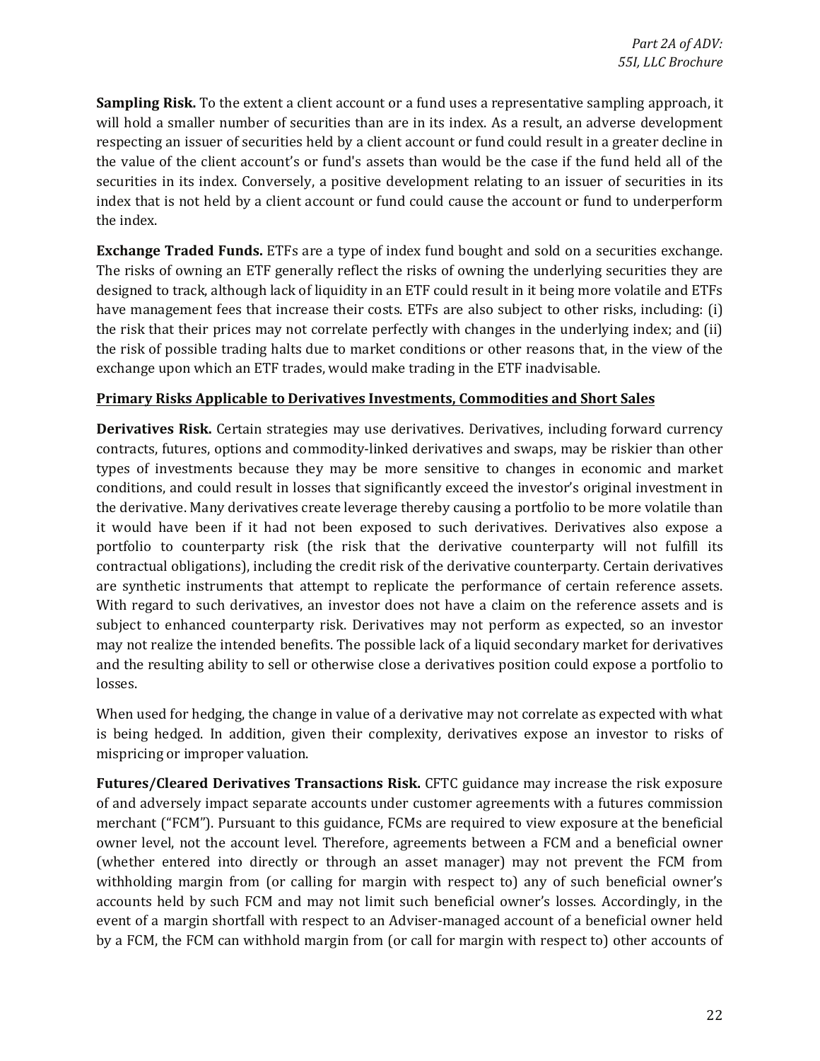**Sampling Risk.** To the extent a client account or a fund uses a representative sampling approach, it will hold a smaller number of securities than are in its index. As a result, an adverse development respecting an issuer of securities held by a client account or fund could result in a greater decline in the value of the client account's or fund's assets than would be the case if the fund held all of the securities in its index. Conversely, a positive development relating to an issuer of securities in its index that is not held by a client account or fund could cause the account or fund to underperform the index.

**Exchange Traded Funds.** ETFs are a type of index fund bought and sold on a securities exchange. The risks of owning an ETF generally reflect the risks of owning the underlying securities they are designed to track, although lack of liquidity in an ETF could result in it being more volatile and ETFs have management fees that increase their costs. ETFs are also subject to other risks, including: (i) the risk that their prices may not correlate perfectly with changes in the underlying index; and (ii) the risk of possible trading halts due to market conditions or other reasons that, in the view of the exchange upon which an ETF trades, would make trading in the ETF inadvisable.

**Primary Risks Applicable to Derivatives Investments, Commodities and Short Sales**

**Derivatives Risk.** Certain strategies may use derivatives. Derivatives, including forward currency contracts, futures, options and commodity-linked derivatives and swaps, may be riskier than other types of investments because they may be more sensitive to changes in economic and market conditions, and could result in losses that significantly exceed the investor's original investment in the derivative. Many derivatives create leverage thereby causing a portfolio to be more volatile than it would have been if it had not been exposed to such derivatives. Derivatives also expose a portfolio to counterparty risk (the risk that the derivative counterparty will not fulfill its contractual obligations), including the credit risk of the derivative counterparty. Certain derivatives are synthetic instruments that attempt to replicate the performance of certain reference assets. With regard to such derivatives, an investor does not have a claim on the reference assets and is subject to enhanced counterparty risk. Derivatives may not perform as expected, so an investor may not realize the intended benefits. The possible lack of a liquid secondary market for derivatives and the resulting ability to sell or otherwise close a derivatives position could expose a portfolio to losses.

When used for hedging, the change in value of a derivative may not correlate as expected with what is being hedged. In addition, given their complexity, derivatives expose an investor to risks of mispricing or improper valuation.

**Futures/Cleared Derivatives Transactions Risk.** CFTC guidance may increase the risk exposure of and adversely impact separate accounts under customer agreements with a futures commission merchant ("FCM"). Pursuant to this guidance, FCMs are required to view exposure at the beneficial owner level, not the account level. Therefore, agreements between a FCM and a beneficial owner (whether entered into directly or through an asset manager) may not prevent the FCM from withholding margin from (or calling for margin with respect to) any of such beneficial owner's accounts held by such FCM and may not limit such beneficial owner's losses. Accordingly, in the event of a margin shortfall with respect to an Adviser-managed account of a beneficial owner held by a FCM, the FCM can withhold margin from (or call for margin with respect to) other accounts of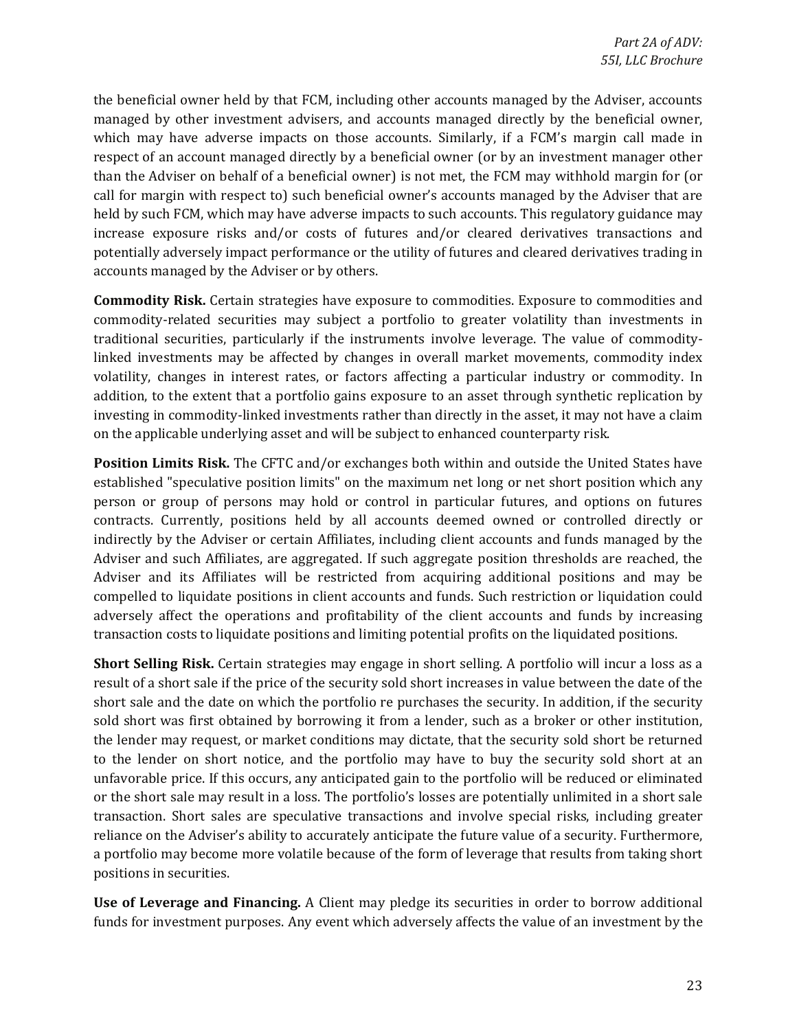the beneficial owner held by that FCM, including other accounts managed by the Adviser, accounts managed by other investment advisers, and accounts managed directly by the beneficial owner, which may have adverse impacts on those accounts. Similarly, if a FCM's margin call made in respect of an account managed directly by a beneficial owner (or by an investment manager other than the Adviser on behalf of a beneficial owner) is not met, the FCM may withhold margin for (or call for margin with respect to) such beneficial owner's accounts managed by the Adviser that are held by such FCM, which may have adverse impacts to such accounts. This regulatory guidance may increase exposure risks and/or costs of futures and/or cleared derivatives transactions and potentially adversely impact performance or the utility of futures and cleared derivatives trading in accounts managed by the Adviser or by others.

**Commodity Risk.** Certain strategies have exposure to commodities. Exposure to commodities and commodity-related securities may subject a portfolio to greater volatility than investments in traditional securities, particularly if the instruments involve leverage. The value of commodity-linked investments may be affected by changes in overall market movements, commodity index volatility, changes in interest rates, or factors affecting a particular industry or commodity. In addition, to the extent that a portfolio gains exposure to an asset through synthetic replication by investing in commodity-linked investments rather than directly in the asset, it may not have a claim on the applicable underlying asset and will be subject to enhanced counterparty risk.

**Position Limits Risk.** The CFTC and/or exchanges both within and outside the United States have established "speculative position limits" on the maximum net long or net short position which any person or group of persons may hold or control in particular futures, and options on futures contracts. Currently, positions held by all accounts deemed owned or controlled directly or indirectly by the Adviser or certain Affiliates, including client accounts and funds managed by the Adviser and such Affiliates, are aggregated. If such aggregate position thresholds are reached, the Adviser and its Affiliates will be restricted from acquiring additional positions and may be compelled to liquidate positions in client accounts and funds. Such restriction or liquidation could adversely affect the operations and profitability of the client accounts and funds by increasing transaction costs to liquidate positions and limiting potential profits on the liquidated positions.

**Short Selling Risk.** Certain strategies may engage in short selling. A portfolio will incur a loss as a result of a short sale if the price of the security sold short increases in value between the date of the short sale and the date on which the portfolio re purchases the security. In addition, if the security sold short was first obtained by borrowing it from a lender, such as a broker or other institution, the lender may request, or market conditions may dictate, that the security sold short be returned to the lender on short notice, and the portfolio may have to buy the security sold short at an unfavorable price. If this occurs, any anticipated gain to the portfolio will be reduced or eliminated or the short sale may result in a loss. The portfolio's losses are potentially unlimited in a short sale transaction. Short sales are speculative transactions and involve special risks, including greater reliance on the Adviser's ability to accurately anticipate the future value of a security. Furthermore, a portfolio may become more volatile because of the form of leverage that results from taking short positions in securities.

**Use of Leverage and Financing.** A Client may pledge its securities in order to borrow additional funds for investment purposes. Any event which adversely affects the value of an investment by the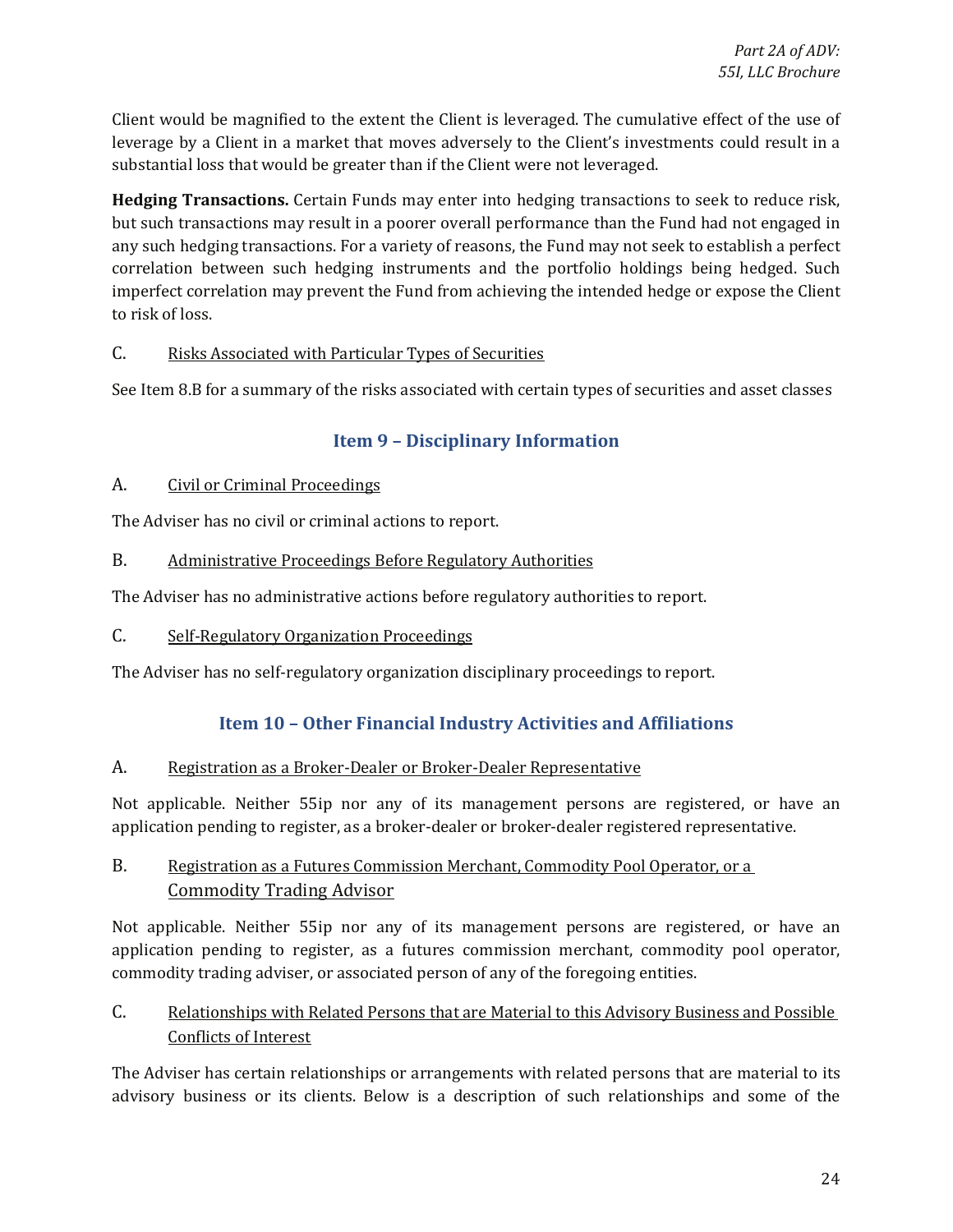Client would be magnified to the extent the Client is leveraged. The cumulative effect of the use of leverage by a Client in a market that moves adversely to the Client's investments could result in a substantial loss that would be greater than if the Client were not leveraged.

**Hedging Transactions.** Certain Funds may enter into hedging transactions to seek to reduce risk, but such transactions may result in a poorer overall performance than the Fund had not engaged in any such hedging transactions. For a variety of reasons, the Fund may not seek to establish a perfect correlation between such hedging instruments and the portfolio holdings being hedged. Such imperfect correlation may prevent the Fund from achieving the intended hedge or expose the Client to risk of loss.

C. Risks Associated with Particular Types of Securities

See Item 8.B for a summary of the risks associated with certain types of securities and asset classes

## Item 9 – Disciplinary Information

A. Civil or Criminal Proceedings

The Adviser has no civil or criminal actions to report.

B. Administrative Proceedings Before Regulatory Authorities

The Adviser has no administrative actions before regulatory authorities to report.

C. Self-Regulatory Organization Proceedings

The Adviser has no self-regulatory organization disciplinary proceedings to report.

## Item 10 – Other Financial Industry Activities and Affiliations

A. Registration as a Broker-Dealer or Broker-Dealer Representative

Not applicable. Neither 55ip nor any of its management persons are registered, or have an application pending to register, as a broker-dealer or broker-dealer registered representative.

B. Registration as a Futures Commission Merchant, Commodity Pool Operator, or a Commodity Trading Advisor

Not applicable. Neither 55ip nor any of its management persons are registered, or have an application pending to register, as a futures commission merchant, commodity pool operator, commodity trading adviser, or associated person of any of the foregoing entities.

C. Relationships with Related Persons that are Material to this Advisory Business and Possible Conflicts of Interest

The Adviser has certain relationships or arrangements with related persons that are material to its advisory business or its clients. Below is a description of such relationships and some of the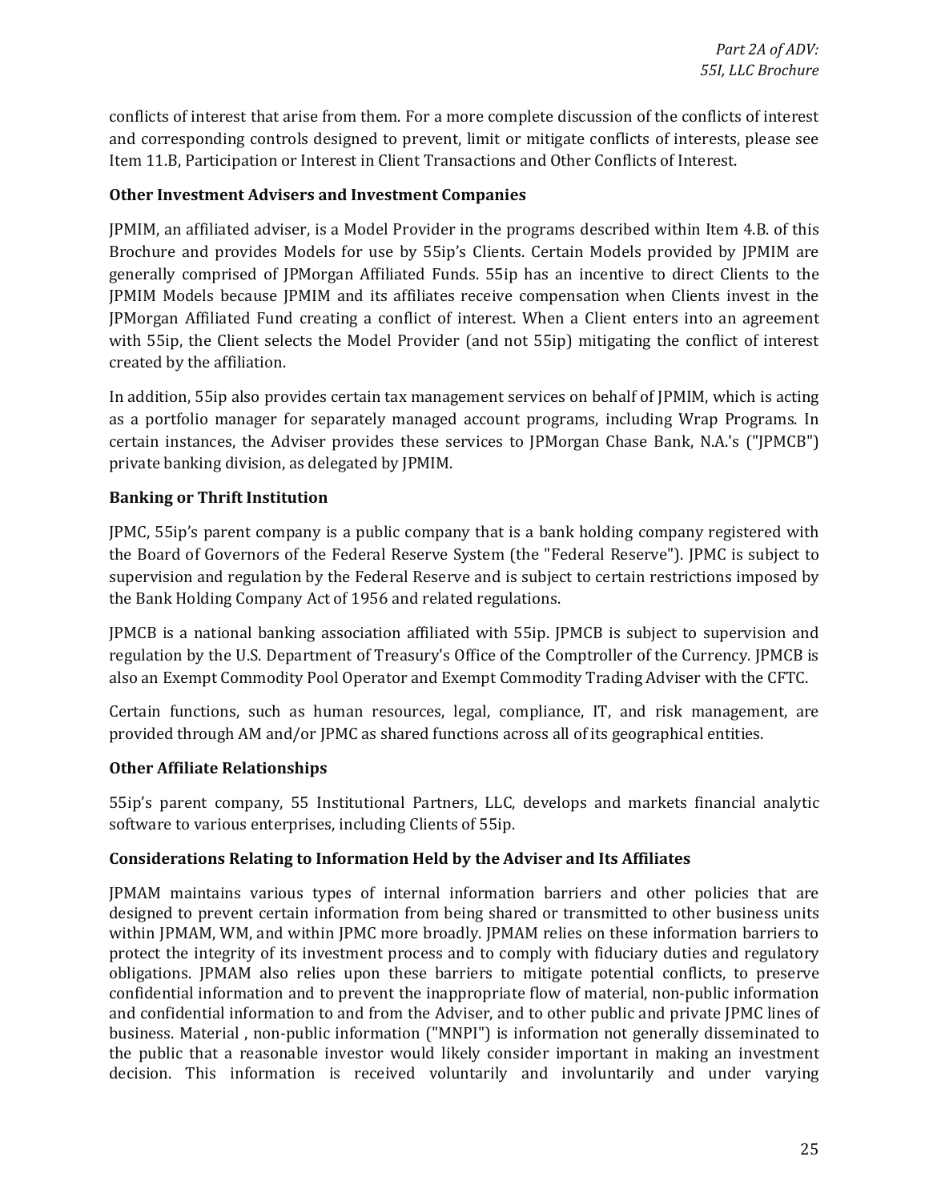conflicts of interest that arise from them. For a more complete discussion of the conflicts of interest and corresponding controls designed to prevent, limit or mitigate conflicts of interests, please see Item 11.B, Participation or Interest in Client Transactions and Other Conflicts of Interest.

**Other Investment Advisers and Investment Companies**

JPMIM, an affiliated adviser, is a Model Provider in the programs described within Item 4.B. of this Brochure and provides Models for use by 55ip's Clients. Certain Models provided by JPMIM are generally comprised of JPMorgan Affiliated Funds. 55ip has an incentive to direct Clients to the JPMIM Models because JPMIM and its affiliates receive compensation when Clients invest in the JPMorgan Affiliated Fund creating a conflict of interest. When a Client enters into an agreement with 55ip, the Client selects the Model Provider (and not 55ip) mitigating the conflict of interest created by the affiliation.

In addition, 55ip also provides certain tax management services on behalf of JPMIM, which is acting as a portfolio manager for separately managed account programs, including Wrap Programs. In certain instances, the Adviser provides these services to JPMorgan Chase Bank, N.A.'s ("JPMCB") private banking division, as delegated by JPMIM.

**Banking or Thrift Institution**

JPMC, 55ip's parent company is a public company that is a bank holding company registered with the Board of Governors of the Federal Reserve System (the "Federal Reserve"). JPMC is subject to supervision and regulation by the Federal Reserve and is subject to certain restrictions imposed by the Bank Holding Company Act of 1956 and related regulations.

JPMCB is a national banking association affiliated with 55ip. JPMCB is subject to supervision and regulation by the U.S. Department of Treasury's Office of the Comptroller of the Currency. JPMCB is also an Exempt Commodity Pool Operator and Exempt Commodity Trading Adviser with the CFTC.

Certain functions, such as human resources, legal, compliance, IT, and risk management, are provided through AM and/or JPMC as shared functions across all of its geographical entities.

**Other Affiliate Relationships**

55ip's parent company, 55 Institutional Partners, LLC, develops and markets financial analytic software to various enterprises, including Clients of 55ip.

**Considerations Relating to Information Held by the Adviser and Its Affiliates**

JPMAM maintains various types of internal information barriers and other policies that are designed to prevent certain information from being shared or transmitted to other business units within JPMAM, WM, and within JPMC more broadly. JPMAM relies on these information barriers to protect the integrity of its investment process and to comply with fiduciary duties and regulatory obligations. JPMAM also relies upon these barriers to mitigate potential conflicts, to preserve confidential information and to prevent the inappropriate flow of material, non-public information and confidential information to and from the Adviser, and to other public and private JPMC lines of business. Material , non-public information ("MNPI") is information not generally disseminated to the public that a reasonable investor would likely consider important in making an investment decision. This information is received voluntarily and involuntarily and under varying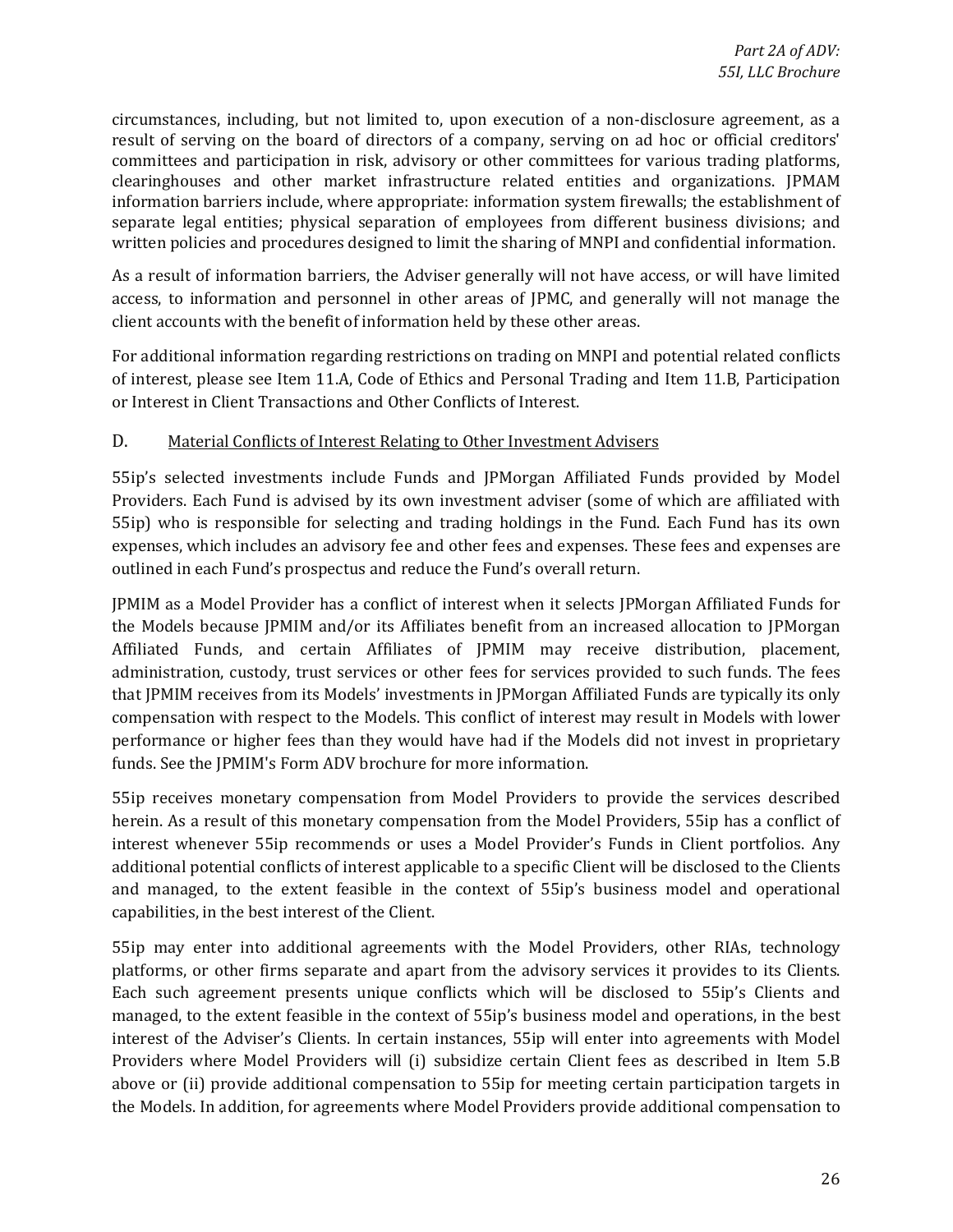circumstances, including, but not limited to, upon execution of a non-disclosure agreement, as a result of serving on the board of directors of a company, serving on ad hoc or official creditors' committees and participation in risk, advisory or other committees for various trading platforms, clearinghouses and other market infrastructure related entities and organizations. JPMAM information barriers include, where appropriate: information system firewalls; the establishment of separate legal entities; physical separation of employees from different business divisions; and written policies and procedures designed to limit the sharing of MNPI and confidential information.

As a result of information barriers, the Adviser generally will not have access, or will have limited access, to information and personnel in other areas of JPMC, and generally will not manage the client accounts with the benefit of information held by these other areas.

For additional information regarding restrictions on trading on MNPI and potential related conflicts of interest, please see Item 11.A, Code of Ethics and Personal Trading and Item 11.B, Participation or Interest in Client Transactions and Other Conflicts of Interest.

### D. Material Conflicts of Interest Relating to Other Investment Advisers

55ip's selected investments include Funds and JPMorgan Affiliated Funds provided by Model Providers. Each Fund is advised by its own investment adviser (some of which are affiliated with 55ip) who is responsible for selecting and trading holdings in the Fund. Each Fund has its own expenses, which includes an advisory fee and other fees and expenses. These fees and expenses are outlined in each Fund's prospectus and reduce the Fund's overall return.

JPMIM as a Model Provider has a conflict of interest when it selects JPMorgan Affiliated Funds for the Models because JPMIM and/or its Affiliates benefit from an increased allocation to JPMorgan Affiliated Funds, and certain Affiliates of JPMIM may receive distribution, placement, administration, custody, trust services or other fees for services provided to such funds. The fees that JPMIM receives from its Models' investments in JPMorgan Affiliated Funds are typically its only compensation with respect to the Models. This conflict of interest may result in Models with lower performance or higher fees than they would have had if the Models did not invest in proprietary funds. See the JPMIM's Form ADV brochure for more information.

55ip receives monetary compensation from Model Providers to provide the services described herein. As a result of this monetary compensation from the Model Providers, 55ip has a conflict of interest whenever 55ip recommends or uses a Model Provider's Funds in Client portfolios. Any additional potential conflicts of interest applicable to a specific Client will be disclosed to the Clients and managed, to the extent feasible in the context of 55ip's business model and operational capabilities, in the best interest of the Client.

55ip may enter into additional agreements with the Model Providers, other RIAs, technology platforms, or other firms separate and apart from the advisory services it provides to its Clients. Each such agreement presents unique conflicts which will be disclosed to 55ip's Clients and managed, to the extent feasible in the context of 55ip's business model and operations, in the best interest of the Adviser's Clients. In certain instances, 55ip will enter into agreements with Model Providers where Model Providers will (i) subsidize certain Client fees as described in Item 5.B above or (ii) provide additional compensation to 55ip for meeting certain participation targets in the Models. In addition, for agreements where Model Providers provide additional compensation to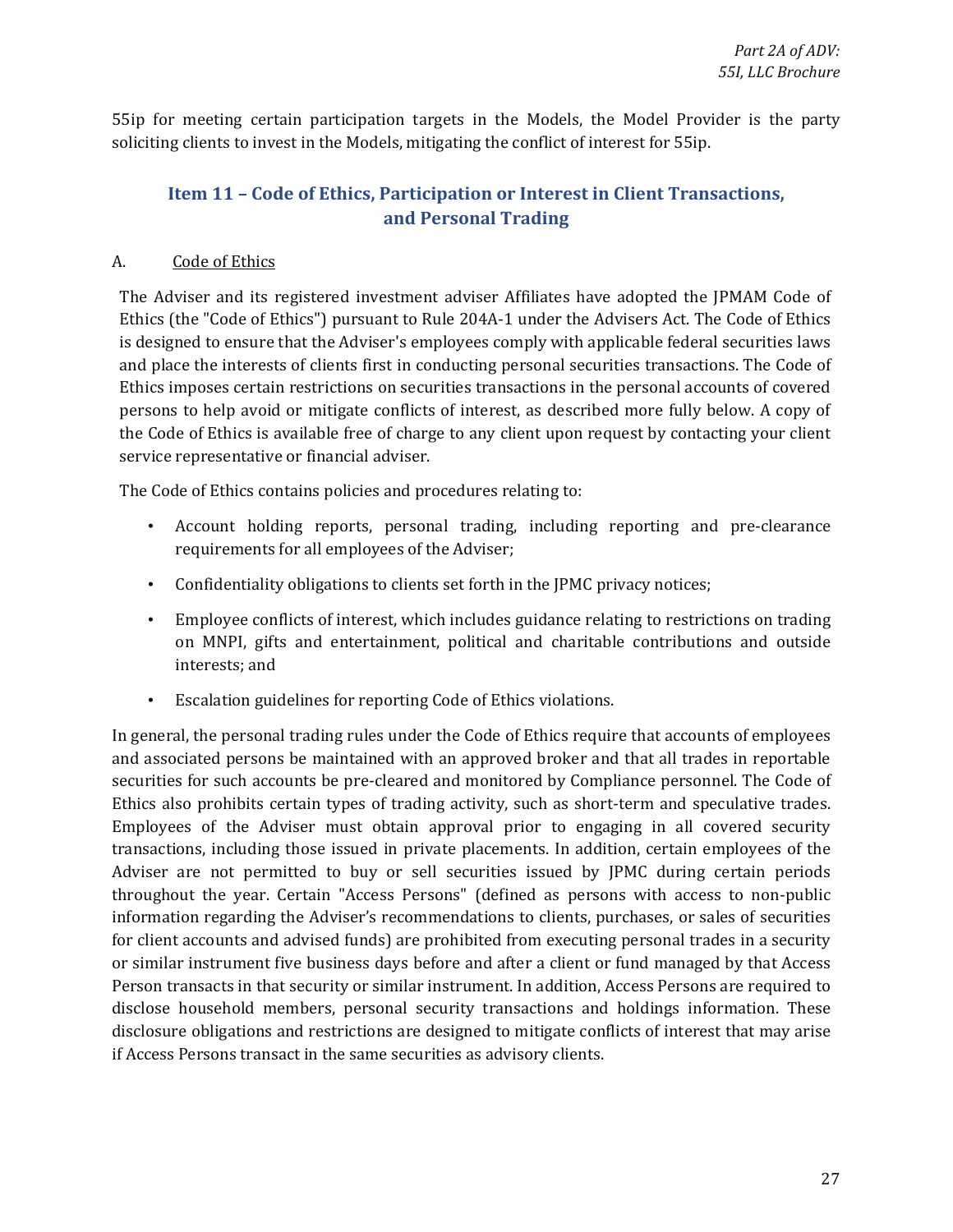55ip for meeting certain participation targets in the Models, the Model Provider is the party soliciting clients to invest in the Models, mitigating the conflict of interest for 55ip.

## Item 11 – Code of Ethics, Participation or Interest in Client Transactions, and Personal Trading

A. Code of Ethics

The Adviser and its registered investment adviser Affiliates have adopted the JPMAM Code of Ethics (the "Code of Ethics") pursuant to Rule 204A-1 under the Advisers Act. The Code of Ethics is designed to ensure that the Adviser's employees comply with applicable federal securities laws and place the interests of clients first in conducting personal securities transactions. The Code of Ethics imposes certain restrictions on securities transactions in the personal accounts of covered persons to help avoid or mitigate conflicts of interest, as described more fully below. A copy of the Code of Ethics is available free of charge to any client upon request by contacting your client service representative or financial adviser.

The Code of Ethics contains policies and procedures relating to:

- Account holding reports, personal trading, including reporting and pre-clearance requirements for all employees of the Adviser;
- Confidentiality obligations to clients set forth in the JPMC privacy notices;
- Employee conflicts of interest, which includes guidance relating to restrictions on trading on MNPI, gifts and entertainment, political and charitable contributions and outside interests; and
- Escalation guidelines for reporting Code of Ethics violations.

In general, the personal trading rules under the Code of Ethics require that accounts of employees and associated persons be maintained with an approved broker and that all trades in reportable securities for such accounts be pre-cleared and monitored by Compliance personnel. The Code of Ethics also prohibits certain types of trading activity, such as short-term and speculative trades. Employees of the Adviser must obtain approval prior to engaging in all covered security transactions, including those issued in private placements. In addition, certain employees of the Adviser are not permitted to buy or sell securities issued by JPMC during certain periods throughout the year. Certain "Access Persons" (defined as persons with access to non-public information regarding the Adviser's recommendations to clients, purchases, or sales of securities for client accounts and advised funds) are prohibited from executing personal trades in a security or similar instrument five business days before and after a client or fund managed by that Access Person transacts in that security or similar instrument. In addition, Access Persons are required to disclose household members, personal security transactions and holdings information. These disclosure obligations and restrictions are designed to mitigate conflicts of interest that may arise if Access Persons transact in the same securities as advisory clients.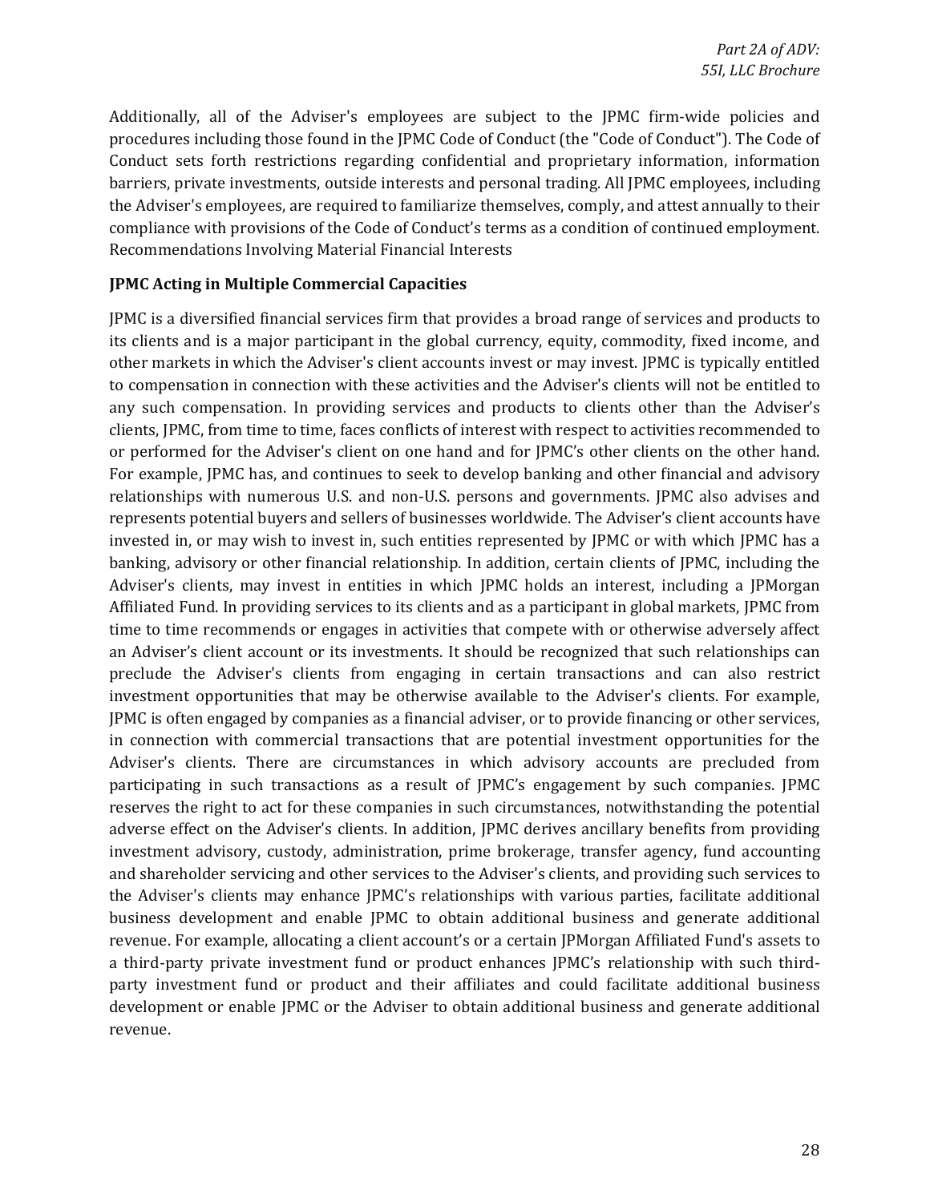Additionally, all of the Adviser's employees are subject to the JPMC firm-wide policies and procedures including those found in the JPMC Code of Conduct (the "Code of Conduct"). The Code of Conduct sets forth restrictions regarding confidential and proprietary information, information barriers, private investments, outside interests and personal trading. All JPMC employees, including the Adviser's employees, are required to familiarize themselves, comply, and attest annually to their compliance with provisions of the Code of Conduct's terms as a condition of continued employment. Recommendations Involving Material Financial Interests

**JPMC Acting in Multiple Commercial Capacities**

JPMC is a diversified financial services firm that provides a broad range of services and products to its clients and is a major participant in the global currency, equity, commodity, fixed income, and other markets in which the Adviser's client accounts invest or may invest. JPMC is typically entitled to compensation in connection with these activities and the Adviser's clients will not be entitled to any such compensation. In providing services and products to clients other than the Adviser's clients, JPMC, from time to time, faces conflicts of interest with respect to activities recommended to or performed for the Adviser's client on one hand and for JPMC's other clients on the other hand. For example, JPMC has, and continues to seek to develop banking and other financial and advisory relationships with numerous U.S. and non-U.S. persons and governments. JPMC also advises and represents potential buyers and sellers of businesses worldwide. The Adviser's client accounts have invested in, or may wish to invest in, such entities represented by JPMC or with which JPMC has a banking, advisory or other financial relationship. In addition, certain clients of JPMC, including the Adviser's clients, may invest in entities in which JPMC holds an interest, including a JPMorgan Affiliated Fund. In providing services to its clients and as a participant in global markets, JPMC from time to time recommends or engages in activities that compete with or otherwise adversely affect an Adviser's client account or its investments. It should be recognized that such relationships can preclude the Adviser's clients from engaging in certain transactions and can also restrict investment opportunities that may be otherwise available to the Adviser's clients. For example, JPMC is often engaged by companies as a financial adviser, or to provide financing or other services, in connection with commercial transactions that are potential investment opportunities for the Adviser's clients. There are circumstances in which advisory accounts are precluded from participating in such transactions as a result of JPMC's engagement by such companies. JPMC reserves the right to act for these companies in such circumstances, notwithstanding the potential adverse effect on the Adviser's clients. In addition, JPMC derives ancillary benefits from providing investment advisory, custody, administration, prime brokerage, transfer agency, fund accounting and shareholder servicing and other services to the Adviser's clients, and providing such services to the Adviser's clients may enhance JPMC's relationships with various parties, facilitate additional business development and enable JPMC to obtain additional business and generate additional revenue. For example, allocating a client account's or a certain JPMorgan Affiliated Fund's assets to a third-party private investment fund or product enhances JPMC's relationship with such third-party investment fund or product and their affiliates and could facilitate additional business development or enable JPMC or the Adviser to obtain additional business and generate additional revenue.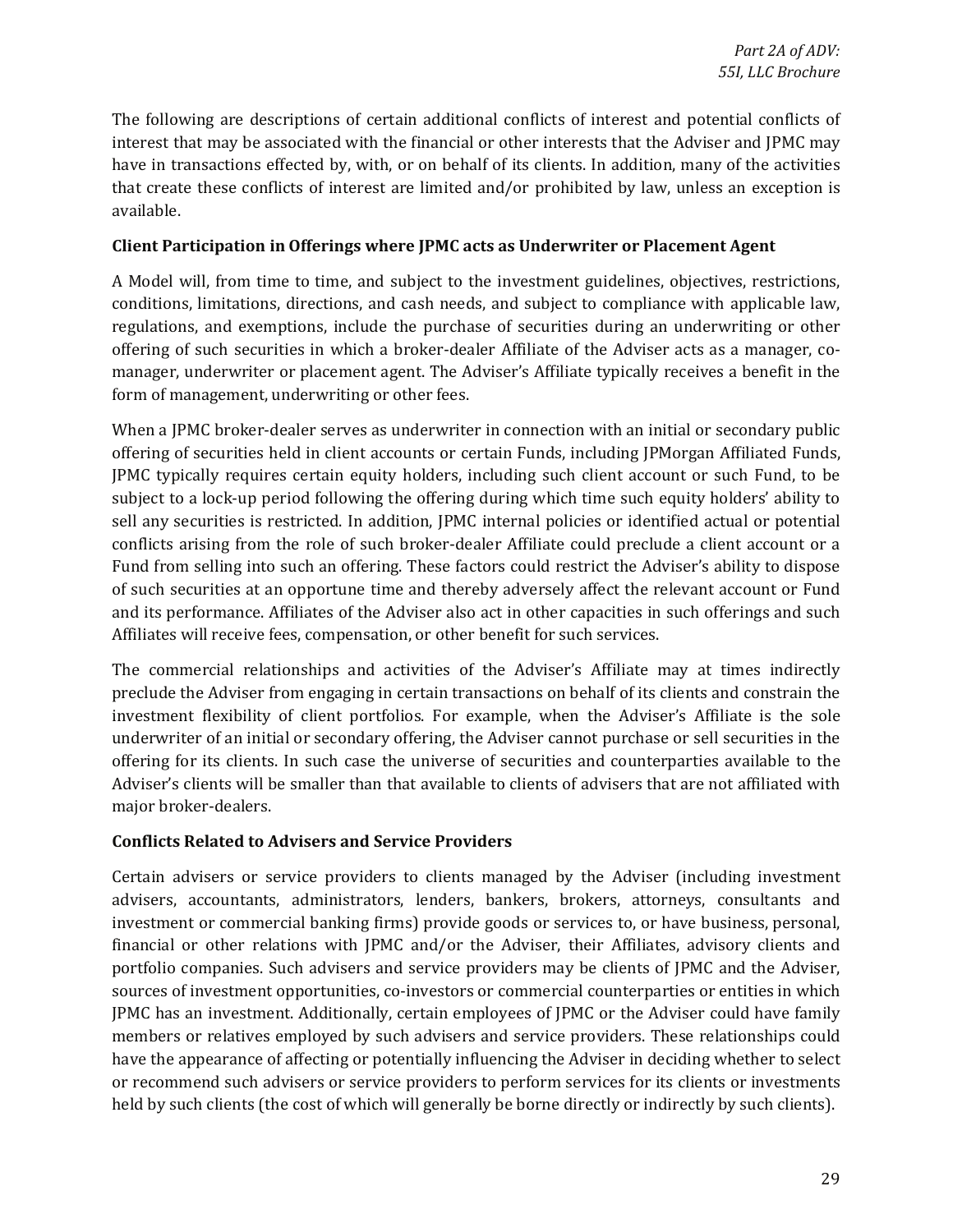The following are descriptions of certain additional conflicts of interest and potential conflicts of interest that may be associated with the financial or other interests that the Adviser and JPMC may have in transactions effected by, with, or on behalf of its clients. In addition, many of the activities that create these conflicts of interest are limited and/or prohibited by law, unless an exception is available.

**Client Participation in Offerings where JPMC acts as Underwriter or Placement Agent**

A Model will, from time to time, and subject to the investment guidelines, objectives, restrictions, conditions, limitations, directions, and cash needs, and subject to compliance with applicable law, regulations, and exemptions, include the purchase of securities during an underwriting or other offering of such securities in which a broker-dealer Affiliate of the Adviser acts as a manager, co-manager, underwriter or placement agent. The Adviser's Affiliate typically receives a benefit in the form of management, underwriting or other fees.

When a JPMC broker-dealer serves as underwriter in connection with an initial or secondary public offering of securities held in client accounts or certain Funds, including JPMorgan Affiliated Funds, JPMC typically requires certain equity holders, including such client account or such Fund, to be subject to a lock-up period following the offering during which time such equity holders' ability to sell any securities is restricted. In addition, JPMC internal policies or identified actual or potential conflicts arising from the role of such broker-dealer Affiliate could preclude a client account or a Fund from selling into such an offering. These factors could restrict the Adviser's ability to dispose of such securities at an opportune time and thereby adversely affect the relevant account or Fund and its performance. Affiliates of the Adviser also act in other capacities in such offerings and such Affiliates will receive fees, compensation, or other benefit for such services.

The commercial relationships and activities of the Adviser's Affiliate may at times indirectly preclude the Adviser from engaging in certain transactions on behalf of its clients and constrain the investment flexibility of client portfolios. For example, when the Adviser's Affiliate is the sole underwriter of an initial or secondary offering, the Adviser cannot purchase or sell securities in the offering for its clients. In such case the universe of securities and counterparties available to the Adviser's clients will be smaller than that available to clients of advisers that are not affiliated with major broker-dealers.

**Conflicts Related to Advisers and Service Providers**

Certain advisers or service providers to clients managed by the Adviser (including investment advisers, accountants, administrators, lenders, bankers, brokers, attorneys, consultants and investment or commercial banking firms) provide goods or services to, or have business, personal, financial or other relations with JPMC and/or the Adviser, their Affiliates, advisory clients and portfolio companies. Such advisers and service providers may be clients of JPMC and the Adviser, sources of investment opportunities, co-investors or commercial counterparties or entities in which JPMC has an investment. Additionally, certain employees of JPMC or the Adviser could have family members or relatives employed by such advisers and service providers. These relationships could have the appearance of affecting or potentially influencing the Adviser in deciding whether to select or recommend such advisers or service providers to perform services for its clients or investments held by such clients (the cost of which will generally be borne directly or indirectly by such clients).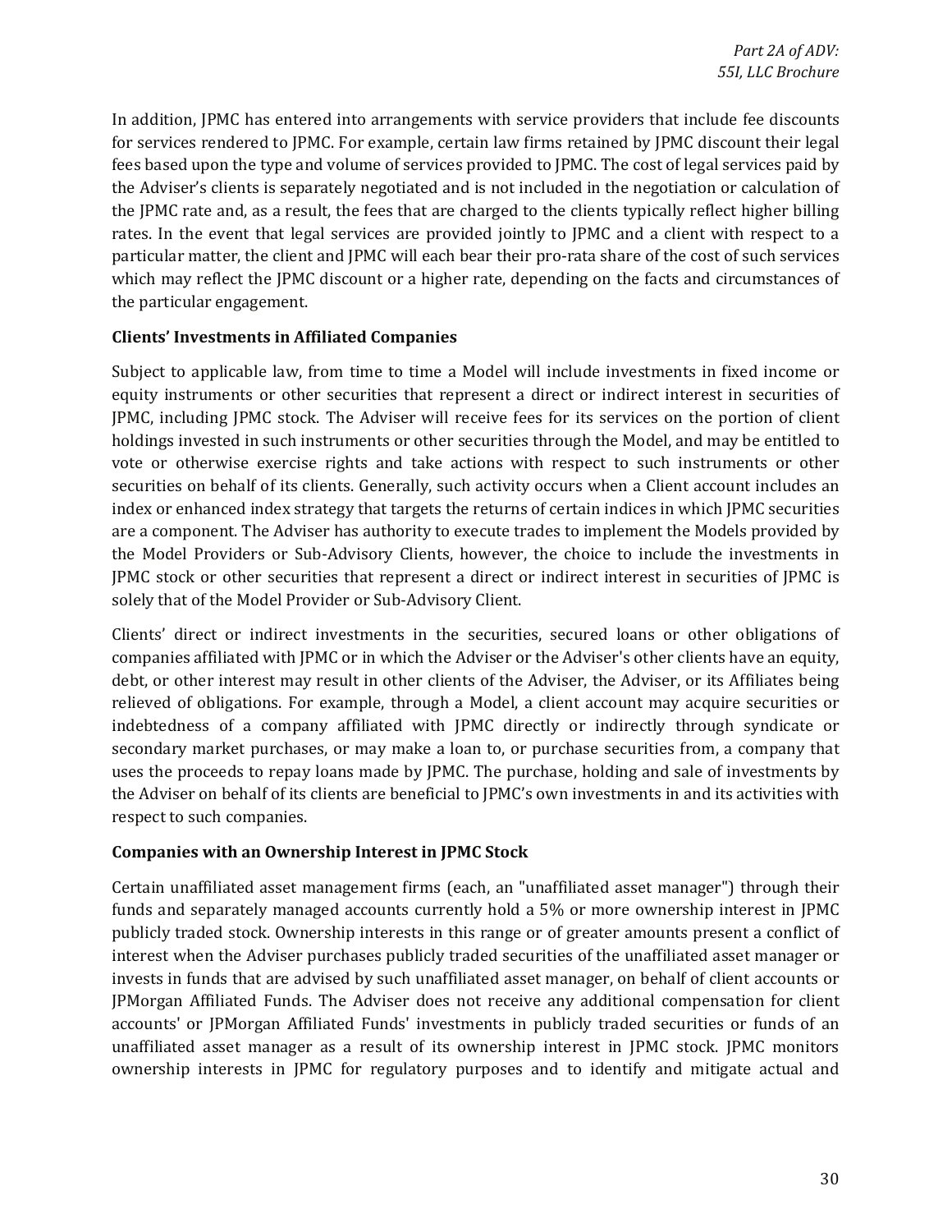In addition, JPMC has entered into arrangements with service providers that include fee discounts for services rendered to JPMC. For example, certain law firms retained by JPMC discount their legal fees based upon the type and volume of services provided to JPMC. The cost of legal services paid by the Adviser's clients is separately negotiated and is not included in the negotiation or calculation of the JPMC rate and, as a result, the fees that are charged to the clients typically reflect higher billing rates. In the event that legal services are provided jointly to JPMC and a client with respect to a particular matter, the client and JPMC will each bear their pro-rata share of the cost of such services which may reflect the JPMC discount or a higher rate, depending on the facts and circumstances of the particular engagement.

**Clients' Investments in Affiliated Companies**

Subject to applicable law, from time to time a Model will include investments in fixed income or equity instruments or other securities that represent a direct or indirect interest in securities of JPMC, including JPMC stock. The Adviser will receive fees for its services on the portion of client holdings invested in such instruments or other securities through the Model, and may be entitled to vote or otherwise exercise rights and take actions with respect to such instruments or other securities on behalf of its clients. Generally, such activity occurs when a Client account includes an index or enhanced index strategy that targets the returns of certain indices in which JPMC securities are a component. The Adviser has authority to execute trades to implement the Models provided by the Model Providers or Sub-Advisory Clients, however, the choice to include the investments in JPMC stock or other securities that represent a direct or indirect interest in securities of JPMC is solely that of the Model Provider or Sub-Advisory Client.

Clients' direct or indirect investments in the securities, secured loans or other obligations of companies affiliated with JPMC or in which the Adviser or the Adviser's other clients have an equity, debt, or other interest may result in other clients of the Adviser, the Adviser, or its Affiliates being relieved of obligations. For example, through a Model, a client account may acquire securities or indebtedness of a company affiliated with JPMC directly or indirectly through syndicate or secondary market purchases, or may make a loan to, or purchase securities from, a company that uses the proceeds to repay loans made by JPMC. The purchase, holding and sale of investments by the Adviser on behalf of its clients are beneficial to JPMC's own investments in and its activities with respect to such companies.

**Companies with an Ownership Interest in JPMC Stock**

Certain unaffiliated asset management firms (each, an "unaffiliated asset manager") through their funds and separately managed accounts currently hold a 5% or more ownership interest in JPMC publicly traded stock. Ownership interests in this range or of greater amounts present a conflict of interest when the Adviser purchases publicly traded securities of the unaffiliated asset manager or invests in funds that are advised by such unaffiliated asset manager, on behalf of client accounts or JPMorgan Affiliated Funds. The Adviser does not receive any additional compensation for client accounts' or JPMorgan Affiliated Funds' investments in publicly traded securities or funds of an unaffiliated asset manager as a result of its ownership interest in JPMC stock. JPMC monitors ownership interests in JPMC for regulatory purposes and to identify and mitigate actual and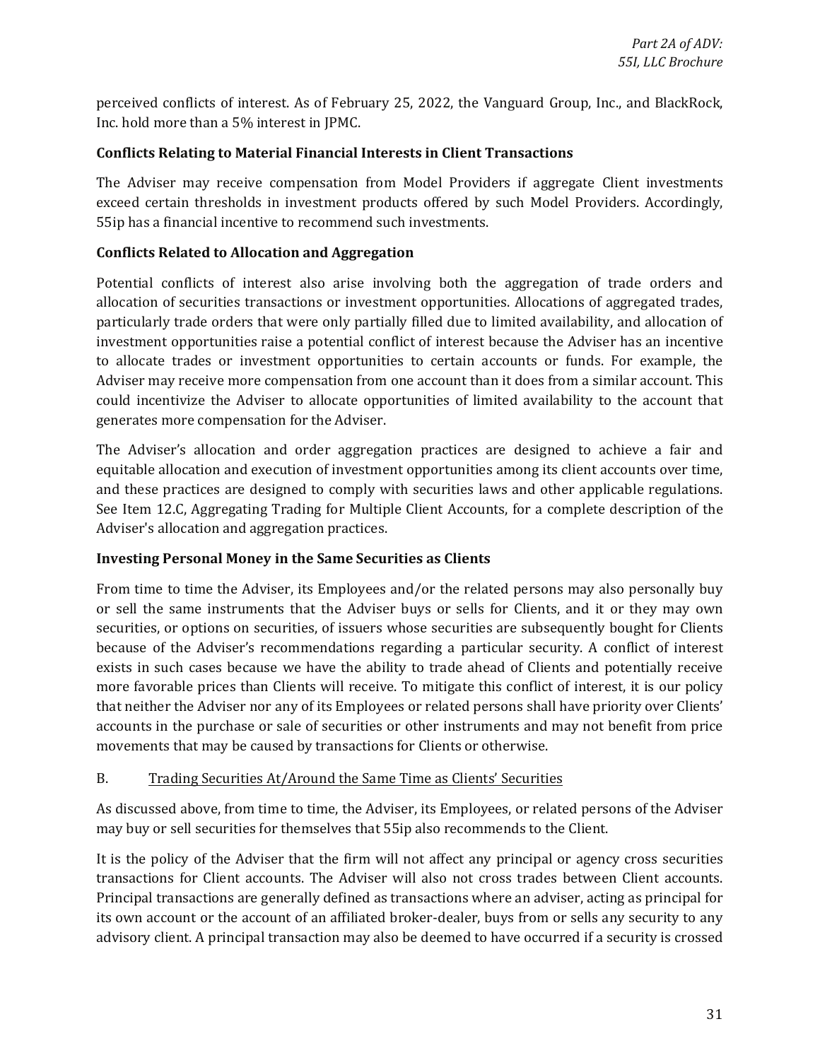perceived conflicts of interest. As of February 25, 2022, the Vanguard Group, Inc., and BlackRock, Inc. hold more than a 5% interest in JPMC.

**Conflicts Relating to Material Financial Interests in Client Transactions**

The Adviser may receive compensation from Model Providers if aggregate Client investments exceed certain thresholds in investment products offered by such Model Providers. Accordingly, 55ip has a financial incentive to recommend such investments.

**Conflicts Related to Allocation and Aggregation**

Potential conflicts of interest also arise involving both the aggregation of trade orders and allocation of securities transactions or investment opportunities. Allocations of aggregated trades, particularly trade orders that were only partially filled due to limited availability, and allocation of investment opportunities raise a potential conflict of interest because the Adviser has an incentive to allocate trades or investment opportunities to certain accounts or funds. For example, the Adviser may receive more compensation from one account than it does from a similar account. This could incentivize the Adviser to allocate opportunities of limited availability to the account that generates more compensation for the Adviser.

The Adviser's allocation and order aggregation practices are designed to achieve a fair and equitable allocation and execution of investment opportunities among its client accounts over time, and these practices are designed to comply with securities laws and other applicable regulations. See Item 12.C, Aggregating Trading for Multiple Client Accounts, for a complete description of the Adviser's allocation and aggregation practices.

**Investing Personal Money in the Same Securities as Clients**

From time to time the Adviser, its Employees and/or the related persons may also personally buy or sell the same instruments that the Adviser buys or sells for Clients, and it or they may own securities, or options on securities, of issuers whose securities are subsequently bought for Clients because of the Adviser's recommendations regarding a particular security. A conflict of interest exists in such cases because we have the ability to trade ahead of Clients and potentially receive more favorable prices than Clients will receive. To mitigate this conflict of interest, it is our policy that neither the Adviser nor any of its Employees or related persons shall have priority over Clients' accounts in the purchase or sale of securities or other instruments and may not benefit from price movements that may be caused by transactions for Clients or otherwise.

B. Trading Securities At/Around the Same Time as Clients' Securities

As discussed above, from time to time, the Adviser, its Employees, or related persons of the Adviser may buy or sell securities for themselves that 55ip also recommends to the Client.

It is the policy of the Adviser that the firm will not affect any principal or agency cross securities transactions for Client accounts. The Adviser will also not cross trades between Client accounts. Principal transactions are generally defined as transactions where an adviser, acting as principal for its own account or the account of an affiliated broker-dealer, buys from or sells any security to any advisory client. A principal transaction may also be deemed to have occurred if a security is crossed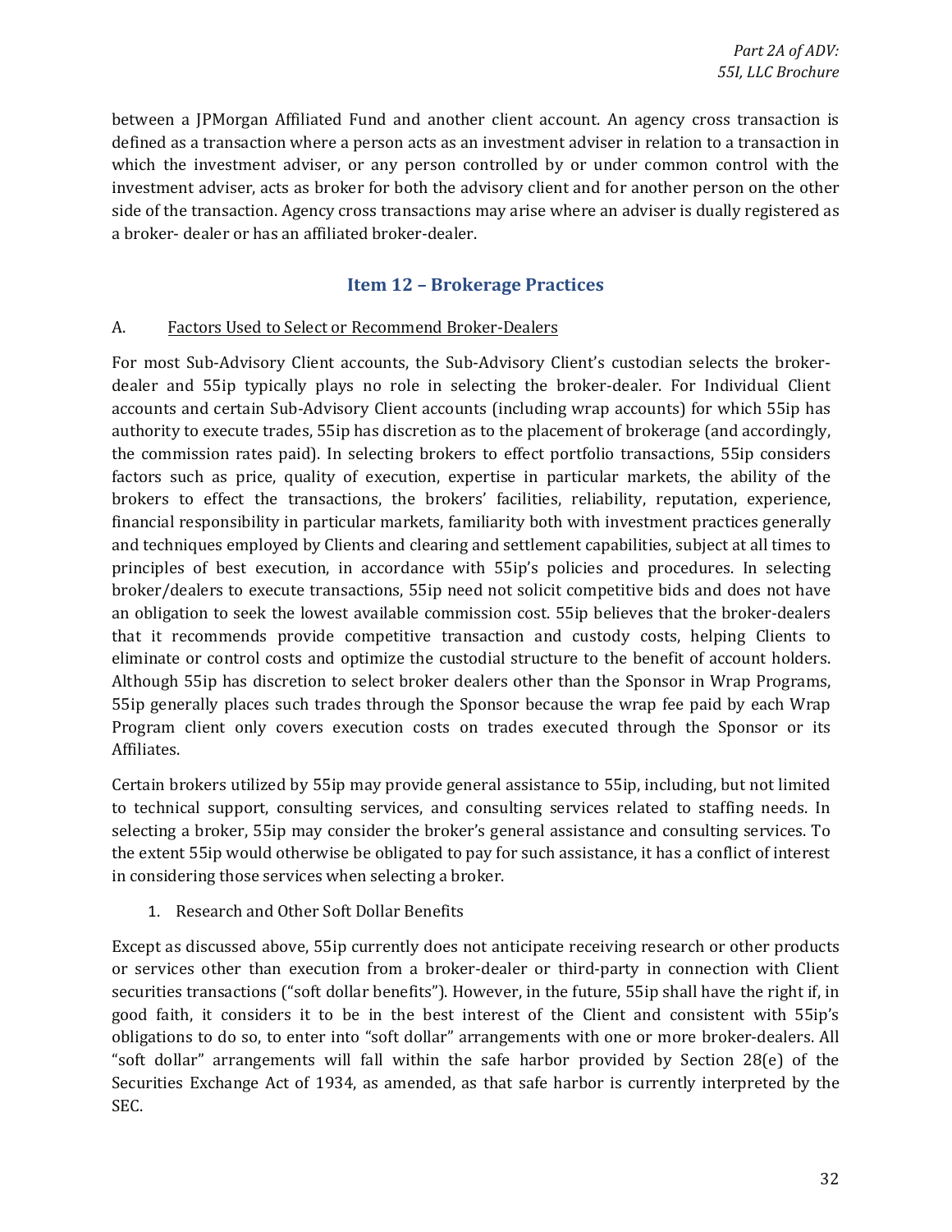between a JPMorgan Affiliated Fund and another client account. An agency cross transaction is defined as a transaction where a person acts as an investment adviser in relation to a transaction in which the investment adviser, or any person controlled by or under common control with the investment adviser, acts as broker for both the advisory client and for another person on the other side of the transaction. Agency cross transactions may arise where an adviser is dually registered as a broker- dealer or has an affiliated broker-dealer.

## Item 12 – Brokerage Practices

A. Factors Used to Select or Recommend Broker-Dealers

For most Sub-Advisory Client accounts, the Sub-Advisory Client's custodian selects the broker-dealer and 55ip typically plays no role in selecting the broker-dealer. For Individual Client accounts and certain Sub-Advisory Client accounts (including wrap accounts) for which 55ip has authority to execute trades, 55ip has discretion as to the placement of brokerage (and accordingly, the commission rates paid). In selecting brokers to effect portfolio transactions, 55ip considers factors such as price, quality of execution, expertise in particular markets, the ability of the brokers to effect the transactions, the brokers' facilities, reliability, reputation, experience, financial responsibility in particular markets, familiarity both with investment practices generally and techniques employed by Clients and clearing and settlement capabilities, subject at all times to principles of best execution, in accordance with 55ip's policies and procedures. In selecting broker/dealers to execute transactions, 55ip need not solicit competitive bids and does not have an obligation to seek the lowest available commission cost. 55ip believes that the broker-dealers that it recommends provide competitive transaction and custody costs, helping Clients to eliminate or control costs and optimize the custodial structure to the benefit of account holders. Although 55ip has discretion to select broker dealers other than the Sponsor in Wrap Programs, 55ip generally places such trades through the Sponsor because the wrap fee paid by each Wrap Program client only covers execution costs on trades executed through the Sponsor or its Affiliates.

Certain brokers utilized by 55ip may provide general assistance to 55ip, including, but not limited to technical support, consulting services, and consulting services related to staffing needs. In selecting a broker, 55ip may consider the broker's general assistance and consulting services. To the extent 55ip would otherwise be obligated to pay for such assistance, it has a conflict of interest in considering those services when selecting a broker.

1. Research and Other Soft Dollar Benefits

Except as discussed above, 55ip currently does not anticipate receiving research or other products or services other than execution from a broker-dealer or third-party in connection with Client securities transactions ("soft dollar benefits"). However, in the future, 55ip shall have the right if, in good faith, it considers it to be in the best interest of the Client and consistent with 55ip's obligations to do so, to enter into "soft dollar" arrangements with one or more broker-dealers. All "soft dollar" arrangements will fall within the safe harbor provided by Section 28(e) of the Securities Exchange Act of 1934, as amended, as that safe harbor is currently interpreted by the SEC.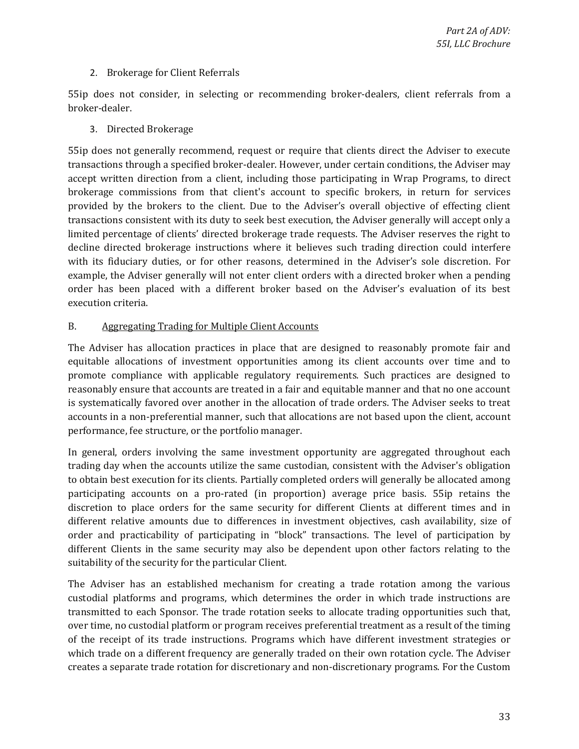2. Brokerage for Client Referrals

55ip does not consider, in selecting or recommending broker-dealers, client referrals from a broker-dealer.

3. Directed Brokerage

55ip does not generally recommend, request or require that clients direct the Adviser to execute transactions through a specified broker-dealer. However, under certain conditions, the Adviser may accept written direction from a client, including those participating in Wrap Programs, to direct brokerage commissions from that client's account to specific brokers, in return for services provided by the brokers to the client. Due to the Adviser's overall objective of effecting client transactions consistent with its duty to seek best execution, the Adviser generally will accept only a limited percentage of clients' directed brokerage trade requests. The Adviser reserves the right to decline directed brokerage instructions where it believes such trading direction could interfere with its fiduciary duties, or for other reasons, determined in the Adviser's sole discretion. For example, the Adviser generally will not enter client orders with a directed broker when a pending order has been placed with a different broker based on the Adviser's evaluation of its best execution criteria.

B. Aggregating Trading for Multiple Client Accounts

The Adviser has allocation practices in place that are designed to reasonably promote fair and equitable allocations of investment opportunities among its client accounts over time and to promote compliance with applicable regulatory requirements. Such practices are designed to reasonably ensure that accounts are treated in a fair and equitable manner and that no one account is systematically favored over another in the allocation of trade orders. The Adviser seeks to treat accounts in a non-preferential manner, such that allocations are not based upon the client, account performance, fee structure, or the portfolio manager.

In general, orders involving the same investment opportunity are aggregated throughout each trading day when the accounts utilize the same custodian, consistent with the Adviser's obligation to obtain best execution for its clients. Partially completed orders will generally be allocated among participating accounts on a pro-rated (in proportion) average price basis. 55ip retains the discretion to place orders for the same security for different Clients at different times and in different relative amounts due to differences in investment objectives, cash availability, size of order and practicability of participating in "block" transactions. The level of participation by different Clients in the same security may also be dependent upon other factors relating to the suitability of the security for the particular Client.

The Adviser has an established mechanism for creating a trade rotation among the various custodial platforms and programs, which determines the order in which trade instructions are transmitted to each Sponsor. The trade rotation seeks to allocate trading opportunities such that, over time, no custodial platform or program receives preferential treatment as a result of the timing of the receipt of its trade instructions. Programs which have different investment strategies or which trade on a different frequency are generally traded on their own rotation cycle. The Adviser creates a separate trade rotation for discretionary and non-discretionary programs. For the Custom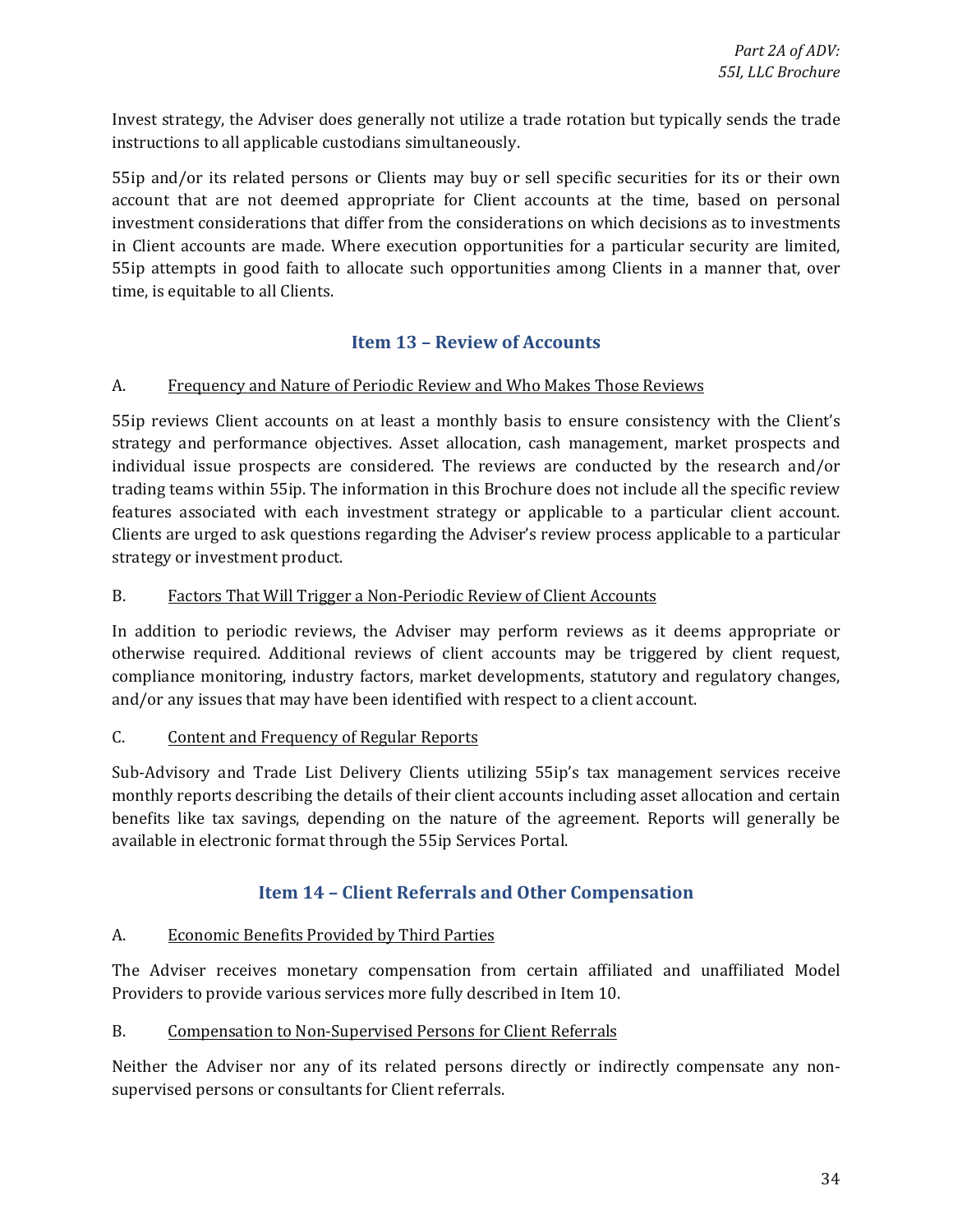Invest strategy, the Adviser does generally not utilize a trade rotation but typically sends the trade instructions to all applicable custodians simultaneously.

55ip and/or its related persons or Clients may buy or sell specific securities for its or their own account that are not deemed appropriate for Client accounts at the time, based on personal investment considerations that differ from the considerations on which decisions as to investments in Client accounts are made. Where execution opportunities for a particular security are limited, 55ip attempts in good faith to allocate such opportunities among Clients in a manner that, over time, is equitable to all Clients.

## Item 13 – Review of Accounts

A. Frequency and Nature of Periodic Review and Who Makes Those Reviews

55ip reviews Client accounts on at least a monthly basis to ensure consistency with the Client's strategy and performance objectives. Asset allocation, cash management, market prospects and individual issue prospects are considered. The reviews are conducted by the research and/or trading teams within 55ip. The information in this Brochure does not include all the specific review features associated with each investment strategy or applicable to a particular client account. Clients are urged to ask questions regarding the Adviser's review process applicable to a particular strategy or investment product.

B. Factors That Will Trigger a Non-Periodic Review of Client Accounts

In addition to periodic reviews, the Adviser may perform reviews as it deems appropriate or otherwise required. Additional reviews of client accounts may be triggered by client request, compliance monitoring, industry factors, market developments, statutory and regulatory changes, and/or any issues that may have been identified with respect to a client account.

C. Content and Frequency of Regular Reports

Sub-Advisory and Trade List Delivery Clients utilizing 55ip's tax management services receive monthly reports describing the details of their client accounts including asset allocation and certain benefits like tax savings, depending on the nature of the agreement. Reports will generally be available in electronic format through the 55ip Services Portal.

## Item 14 – Client Referrals and Other Compensation

A. Economic Benefits Provided by Third Parties

The Adviser receives monetary compensation from certain affiliated and unaffiliated Model Providers to provide various services more fully described in Item 10.

B. Compensation to Non-Supervised Persons for Client Referrals

Neither the Adviser nor any of its related persons directly or indirectly compensate any non-supervised persons or consultants for Client referrals.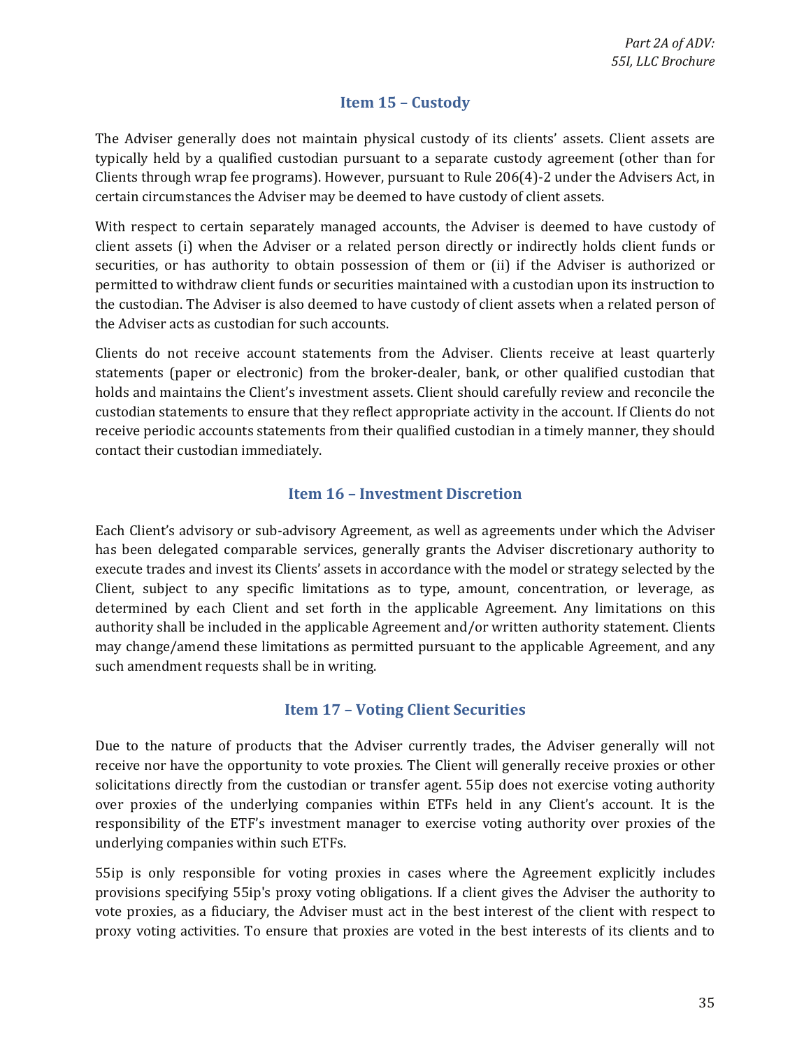## Item 15 – Custody

The Adviser generally does not maintain physical custody of its clients' assets. Client assets are typically held by a qualified custodian pursuant to a separate custody agreement (other than for Clients through wrap fee programs). However, pursuant to Rule 206(4)-2 under the Advisers Act, in certain circumstances the Adviser may be deemed to have custody of client assets.

With respect to certain separately managed accounts, the Adviser is deemed to have custody of client assets (i) when the Adviser or a related person directly or indirectly holds client funds or securities, or has authority to obtain possession of them or (ii) if the Adviser is authorized or permitted to withdraw client funds or securities maintained with a custodian upon its instruction to the custodian. The Adviser is also deemed to have custody of client assets when a related person of the Adviser acts as custodian for such accounts.

Clients do not receive account statements from the Adviser. Clients receive at least quarterly statements (paper or electronic) from the broker-dealer, bank, or other qualified custodian that holds and maintains the Client's investment assets. Client should carefully review and reconcile the custodian statements to ensure that they reflect appropriate activity in the account. If Clients do not receive periodic accounts statements from their qualified custodian in a timely manner, they should contact their custodian immediately.

## Item 16 – Investment Discretion

Each Client's advisory or sub-advisory Agreement, as well as agreements under which the Adviser has been delegated comparable services, generally grants the Adviser discretionary authority to execute trades and invest its Clients' assets in accordance with the model or strategy selected by the Client, subject to any specific limitations as to type, amount, concentration, or leverage, as determined by each Client and set forth in the applicable Agreement. Any limitations on this authority shall be included in the applicable Agreement and/or written authority statement. Clients may change/amend these limitations as permitted pursuant to the applicable Agreement, and any such amendment requests shall be in writing.

## Item 17 – Voting Client Securities

Due to the nature of products that the Adviser currently trades, the Adviser generally will not receive nor have the opportunity to vote proxies. The Client will generally receive proxies or other solicitations directly from the custodian or transfer agent. 55ip does not exercise voting authority over proxies of the underlying companies within ETFs held in any Client's account. It is the responsibility of the ETF's investment manager to exercise voting authority over proxies of the underlying companies within such ETFs.

55ip is only responsible for voting proxies in cases where the Agreement explicitly includes provisions specifying 55ip's proxy voting obligations. If a client gives the Adviser the authority to vote proxies, as a fiduciary, the Adviser must act in the best interest of the client with respect to proxy voting activities. To ensure that proxies are voted in the best interests of its clients and to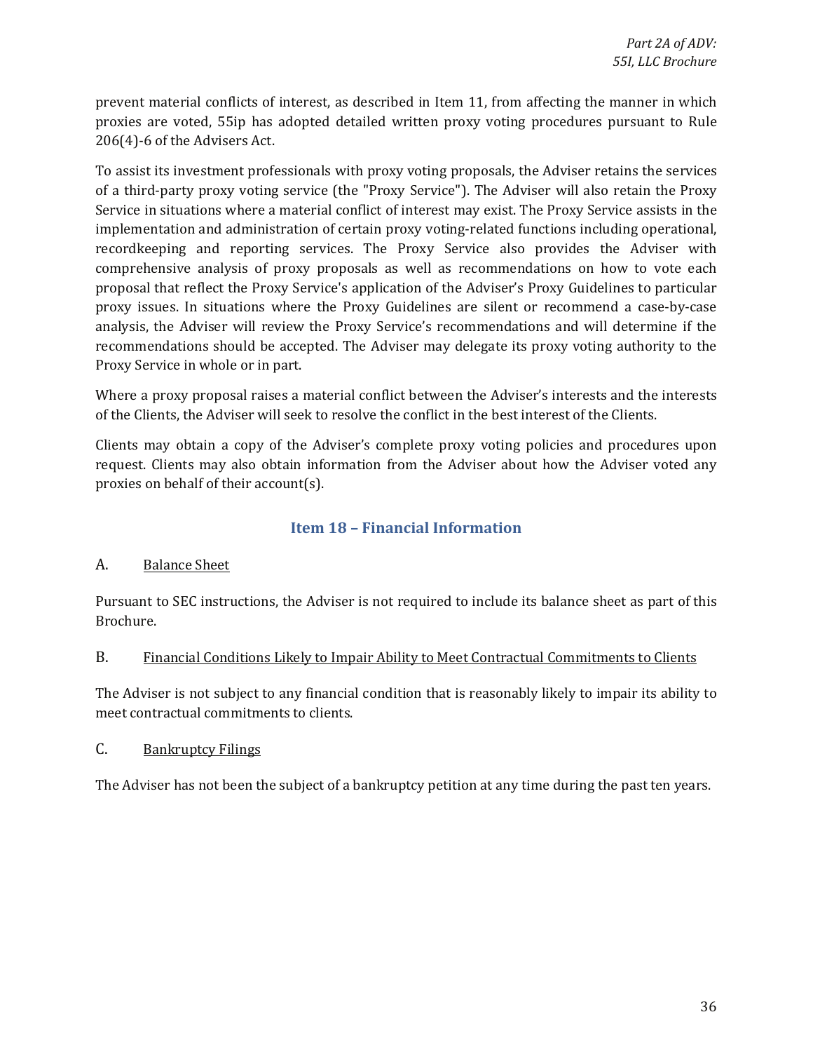prevent material conflicts of interest, as described in Item 11, from affecting the manner in which proxies are voted, 55ip has adopted detailed written proxy voting procedures pursuant to Rule 206(4)-6 of the Advisers Act.

To assist its investment professionals with proxy voting proposals, the Adviser retains the services of a third-party proxy voting service (the "Proxy Service"). The Adviser will also retain the Proxy Service in situations where a material conflict of interest may exist. The Proxy Service assists in the implementation and administration of certain proxy voting-related functions including operational, recordkeeping and reporting services. The Proxy Service also provides the Adviser with comprehensive analysis of proxy proposals as well as recommendations on how to vote each proposal that reflect the Proxy Service's application of the Adviser's Proxy Guidelines to particular proxy issues. In situations where the Proxy Guidelines are silent or recommend a case-by-case analysis, the Adviser will review the Proxy Service's recommendations and will determine if the recommendations should be accepted. The Adviser may delegate its proxy voting authority to the Proxy Service in whole or in part.

Where a proxy proposal raises a material conflict between the Adviser's interests and the interests of the Clients, the Adviser will seek to resolve the conflict in the best interest of the Clients.

Clients may obtain a copy of the Adviser's complete proxy voting policies and procedures upon request. Clients may also obtain information from the Adviser about how the Adviser voted any proxies on behalf of their account(s).

## Item 18 – Financial Information

A. Balance Sheet

Pursuant to SEC instructions, the Adviser is not required to include its balance sheet as part of this Brochure.

B. Financial Conditions Likely to Impair Ability to Meet Contractual Commitments to Clients

The Adviser is not subject to any financial condition that is reasonably likely to impair its ability to meet contractual commitments to clients.

C. Bankruptcy Filings

The Adviser has not been the subject of a bankruptcy petition at any time during the past ten years.